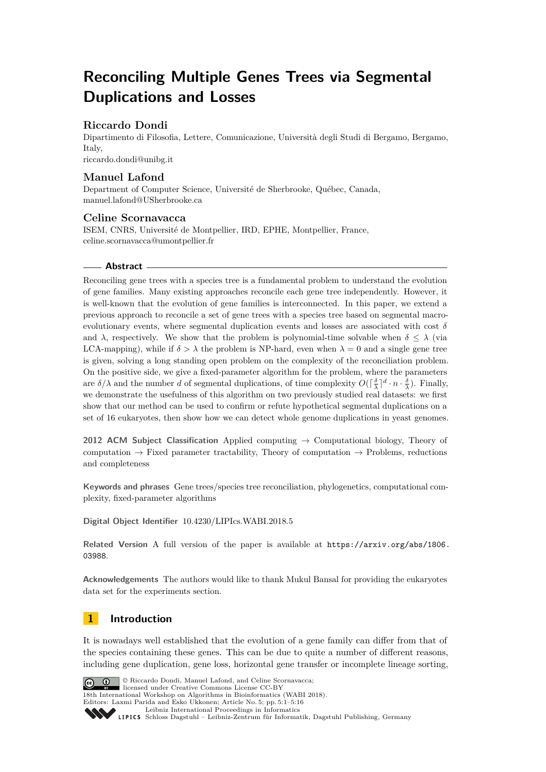# Reconciling Multiple Genes Trees via Segmental Duplications and Losses

## Riccardo Dondi

Dipartimento di Filosofia, Lettere, Comunicazione, Università degli Studi di Bergamo, Bergamo, Italy,
riccardo.dondi@unibg.it

## Manuel Lafond

Department of Computer Science, Université de Sherbrooke, Québec, Canada,
manuel.lafond@USherbrooke.ca

## Celine Scornavacca

ISEM, CNRS, Université de Montpellier, IRD, EPHE, Montpellier, France,
celine.scornavacca@umontpellier.fr

### Abstract

Reconciling gene trees with a species tree is a fundamental problem to understand the evolution of gene families. Many existing approaches reconcile each gene tree independently. However, it is well-known that the evolution of gene families is interconnected. In this paper, we extend a previous approach to reconcile a set of gene trees with a species tree based on segmental macro-evolutionary events, where segmental duplication events and losses are associated with cost $\delta$ and $\lambda$, respectively. We show that the problem is polynomial-time solvable when $\delta \leq \lambda$ (via LCA-mapping), while if $\delta > \lambda$ the problem is NP-hard, even when $\lambda = 0$ and a single gene tree is given, solving a long standing open problem on the complexity of the reconciliation problem. On the positive side, we give a fixed-parameter algorithm for the problem, where the parameters are $\delta/\lambda$ and the number $d$ of segmental duplications, of time complexity $O(\lceil \frac{\delta}{\lambda} \rceil^d \cdot n \cdot \frac{\delta}{\lambda})$. Finally, we demonstrate the usefulness of this algorithm on two previously studied real datasets: we first show that our method can be used to confirm or refute hypothetical segmental duplications on a set of 16 eukaryotes, then show how we can detect whole genome duplications in yeast genomes.

**2012 ACM Subject Classification** Applied computing → Computational biology, Theory of computation → Fixed parameter tractability, Theory of computation → Problems, reductions and completeness

**Keywords and phrases** Gene trees/species tree reconciliation, phylogenetics, computational complexity, fixed-parameter algorithms

**Digital Object Identifier** 10.4230/LIPIcs.WABI.2018.5

**Related Version** A full version of the paper is available at https://arxiv.org/abs/1806.03988.

**Acknowledgements** The authors would like to thank Mukul Bansal for providing the eukaryotes data set for the experiments section.

## 1 Introduction

It is nowadays well established that the evolution of a gene family can differ from that of the species containing these genes. This can be due to quite a number of different reasons, including gene duplication, gene loss, horizontal gene transfer or incomplete lineage sorting,

© Riccardo Dondi, Manuel Lafond, and Celine Scornavacca;
licensed under Creative Commons License CC-BY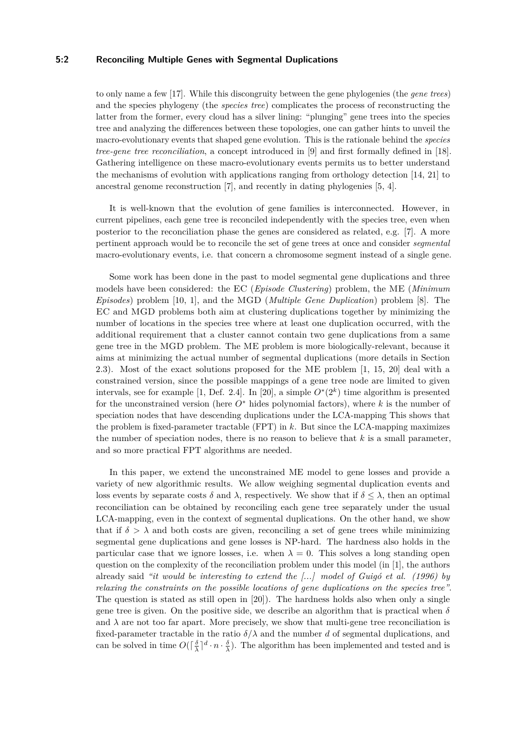to only name a few [17]. While this discongruity between the gene phylogenies (the *gene trees*) and the species phylogeny (the *species tree*) complicates the process of reconstructing the latter from the former, every cloud has a silver lining: "plunging" gene trees into the species tree and analyzing the differences between these topologies, one can gather hints to unveil the macro-evolutionary events that shaped gene evolution. This is the rationale behind the *species tree-gene tree reconciliation*, a concept introduced in [9] and first formally defined in [18]. Gathering intelligence on these macro-evolutionary events permits us to better understand the mechanisms of evolution with applications ranging from orthology detection [14, 21] to ancestral genome reconstruction [7], and recently in dating phylogenies [5, 4].

It is well-known that the evolution of gene families is interconnected. However, in current pipelines, each gene tree is reconciled independently with the species tree, even when posterior to the reconciliation phase the genes are considered as related, e.g. [7]. A more pertinent approach would be to reconcile the set of gene trees at once and consider *segmental* macro-evolutionary events, i.e. that concern a chromosome segment instead of a single gene.

Some work has been done in the past to model segmental gene duplications and three models have been considered: the EC (*Episode Clustering*) problem, the ME (*Minimum Episodes*) problem [10, 1], and the MGD (*Multiple Gene Duplication*) problem [8]. The EC and MGD problems both aim at clustering duplications together by minimizing the number of locations in the species tree where at least one duplication occurred, with the additional requirement that a cluster cannot contain two gene duplications from a same gene tree in the MGD problem. The ME problem is more biologically-relevant, because it aims at minimizing the actual number of segmental duplications (more details in Section 2.3). Most of the exact solutions proposed for the ME problem [1, 15, 20] deal with a constrained version, since the possible mappings of a gene tree node are limited to given intervals, see for example [1, Def. 2.4]. In [20], a simple $O^*(2^k)$ time algorithm is presented for the unconstrained version (here $O^*$ hides polynomial factors), where $k$ is the number of speciation nodes that have descending duplications under the LCA-mapping This shows that the problem is fixed-parameter tractable (FPT) in $k$. But since the LCA-mapping maximizes the number of speciation nodes, there is no reason to believe that $k$ is a small parameter, and so more practical FPT algorithms are needed.

In this paper, we extend the unconstrained ME model to gene losses and provide a variety of new algorithmic results. We allow weighing segmental duplication events and loss events by separate costs $\delta$ and $\lambda$, respectively. We show that if $\delta \leq \lambda$, then an optimal reconciliation can be obtained by reconciling each gene tree separately under the usual LCA-mapping, even in the context of segmental duplications. On the other hand, we show that if $\delta > \lambda$ and both costs are given, reconciling a set of gene trees while minimizing segmental gene duplications and gene losses is NP-hard. The hardness also holds in the particular case that we ignore losses, i.e. when $\lambda = 0$. This solves a long standing open question on the complexity of the reconciliation problem under this model (in [1], the authors already said *"it would be interesting to extend the [...] model of Guigó et al. (1996) by relaxing the constraints on the possible locations of gene duplications on the species tree"*. The question is stated as still open in [20]). The hardness holds also when only a single gene tree is given. On the positive side, we describe an algorithm that is practical when $\delta$ and $\lambda$ are not too far apart. More precisely, we show that multi-gene tree reconciliation is fixed-parameter tractable in the ratio $\delta/\lambda$ and the number $d$ of segmental duplications, and can be solved in time $O(\lceil \frac{\delta}{\lambda} \rceil^d \cdot n \cdot \frac{\delta}{\lambda})$. The algorithm has been implemented and tested and is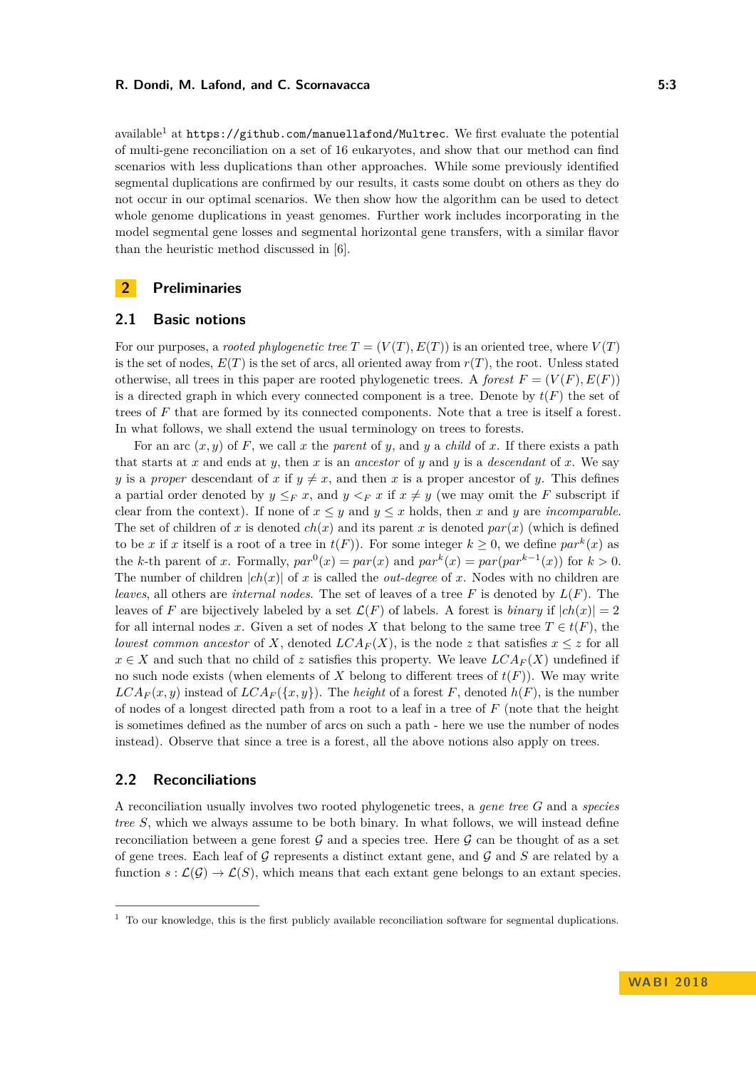available[1] at `https://github.com/manuellafond/Multrec`. We first evaluate the potential of multi-gene reconciliation on a set of 16 eukaryotes, and show that our method can find scenarios with less duplications than other approaches. While some previously identified segmental duplications are confirmed by our results, it casts some doubt on others as they do not occur in our optimal scenarios. We then show how the algorithm can be used to detect whole genome duplications in yeast genomes. Further work includes incorporating in the model segmental gene losses and segmental horizontal gene transfers, with a similar flavor than the heuristic method discussed in [6].

# 2 Preliminaries

## 2.1 Basic notions

For our purposes, a *rooted phylogenetic tree* $T = (V(T), E(T))$ is an oriented tree, where $V(T)$ is the set of nodes, $E(T)$ is the set of arcs, all oriented away from $r(T)$, the root. Unless stated otherwise, all trees in this paper are rooted phylogenetic trees. A *forest* $F = (V(F), E(F))$ is a directed graph in which every connected component is a tree. Denote by $t(F)$ the set of trees of $F$ that are formed by its connected components. Note that a tree is itself a forest. In what follows, we shall extend the usual terminology on trees to forests.

For an arc $(x, y)$ of $F$, we call $x$ the *parent* of $y$, and $y$ a *child* of $x$. If there exists a path that starts at $x$ and ends at $y$, then $x$ is an *ancestor* of $y$ and $y$ is a *descendant* of $x$. We say $y$ is a *proper* descendant of $x$ if $y \neq x$, and then $x$ is a proper ancestor of $y$. This defines a partial order denoted by $y \leq_F x$, and $y <_F x$ if $x \neq y$ (we may omit the $F$ subscript if clear from the context). If none of $x \leq y$ and $y \leq x$ holds, then $x$ and $y$ are *incomparable*. The set of children of $x$ is denoted $ch(x)$ and its parent $x$ is denoted $par(x)$ (which is defined to be $x$ if $x$ itself is a root of a tree in $t(F)$). For some integer $k \geq 0$, we define $par^k(x)$ as the $k$-th parent of $x$. Formally, $par^0(x) = par(x)$ and $par^k(x) = par(par^{k-1}(x))$ for $k > 0$. The number of children $|ch(x)|$ of $x$ is called the *out-degree* of $x$. Nodes with no children are *leaves*, all others are *internal nodes*. The set of leaves of a tree $F$ is denoted by $L(F)$. The leaves of $F$ are bijectively labeled by a set $\mathcal{L}(F)$ of labels. A forest is *binary* if $|ch(x)| = 2$ for all internal nodes $x$. Given a set of nodes $X$ that belong to the same tree $T \in t(F)$, the *lowest common ancestor* of $X$, denoted $LCA_F(X)$, is the node $z$ that satisfies $x \leq z$ for all $x \in X$ and such that no child of $z$ satisfies this property. We leave $LCA_F(X)$ undefined if no such node exists (when elements of $X$ belong to different trees of $t(F)$). We may write $LCA_F(x, y)$ instead of $LCA_F(\{x, y\})$. The *height* of a forest $F$, denoted $h(F)$, is the number of nodes of a longest directed path from a root to a leaf in a tree of $F$ (note that the height is sometimes defined as the number of arcs on such a path - here we use the number of nodes instead). Observe that since a tree is a forest, all the above notions also apply on trees.

## 2.2 Reconciliations

A reconciliation usually involves two rooted phylogenetic trees, a *gene tree* $G$ and a *species tree* $S$, which we always assume to be both binary. In what follows, we will instead define reconciliation between a gene forest $\mathcal{G}$ and a species tree. Here $\mathcal{G}$ can be thought of as a set of gene trees. Each leaf of $\mathcal{G}$ represents a distinct extant gene, and $\mathcal{G}$ and $S$ are related by a function $s : \mathcal{L}(\mathcal{G}) \rightarrow \mathcal{L}(S)$, which means that each extant gene belongs to an extant species.

[1] To our knowledge, this is the first publicly available reconciliation software for segmental duplications.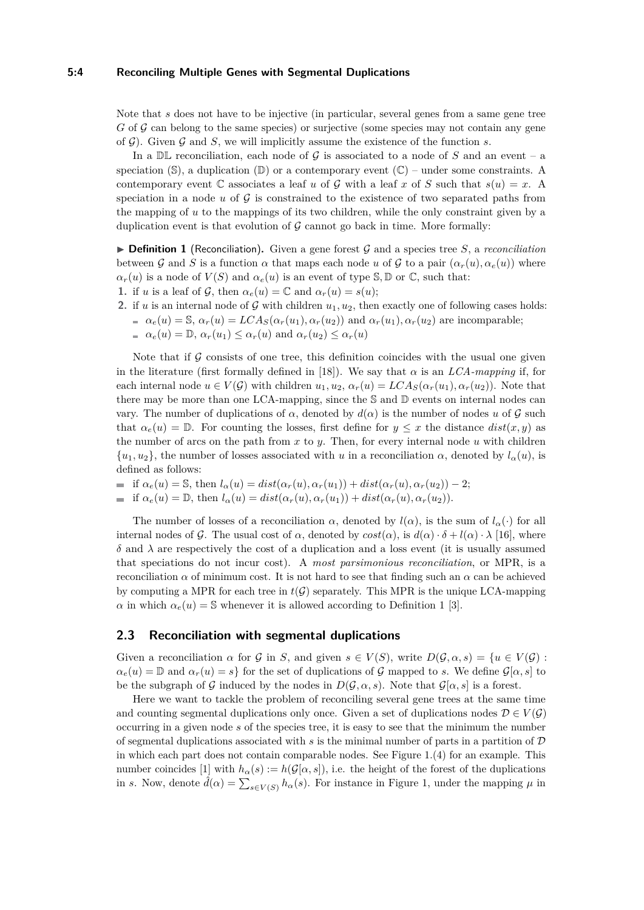Note that $s$ does not have to be injective (in particular, several genes from a same gene tree $G$ of $\mathcal{G}$ can belong to the same species) or surjective (some species may not contain any gene of $\mathcal{G}$). Given $\mathcal{G}$ and $S$, we will implicitly assume the existence of the function $s$.

In a $\mathbb{DL}$ reconciliation, each node of $\mathcal{G}$ is associated to a node of $S$ and an event – a speciation ($\mathbb{S}$), a duplication ($\mathbb{D}$) or a contemporary event ($\mathbb{C}$) – under some constraints. A contemporary event $\mathbb{C}$ associates a leaf $u$ of $\mathcal{G}$ with a leaf $x$ of $S$ such that $s(u) = x$. A speciation in a node $u$ of $\mathcal{G}$ is constrained to the existence of two separated paths from the mapping of $u$ to the mappings of its two children, while the only constraint given by a duplication event is that evolution of $\mathcal{G}$ cannot go back in time. More formally:

▶ **Definition 1** (Reconciliation). Given a gene forest $\mathcal{G}$ and a species tree $S$, a *reconciliation* between $\mathcal{G}$ and $S$ is a function $\alpha$ that maps each node $u$ of $\mathcal{G}$ to a pair $(\alpha_r(u), \alpha_e(u))$ where $\alpha_r(u)$ is a node of $V(S)$ and $\alpha_e(u)$ is an event of type $\mathbb{S}, \mathbb{D}$ or $\mathbb{C}$, such that:

1. if $u$ is a leaf of $\mathcal{G}$, then $\alpha_e(u) = \mathbb{C}$ and $\alpha_r(u) = s(u)$;
2. if $u$ is an internal node of $\mathcal{G}$ with children $u_1, u_2$, then exactly one of following cases holds:
   - $\alpha_e(u) = \mathbb{S}$, $\alpha_r(u) = LCA_S(\alpha_r(u_1), \alpha_r(u_2))$ and $\alpha_r(u_1), \alpha_r(u_2)$ are incomparable;
   - $\alpha_e(u) = \mathbb{D}$, $\alpha_r(u_1) \leq \alpha_r(u)$ and $\alpha_r(u_2) \leq \alpha_r(u)$

Note that if $\mathcal{G}$ consists of one tree, this definition coincides with the usual one given in the literature (first formally defined in [18]). We say that $\alpha$ is an *LCA-mapping* if, for each internal node $u \in V(\mathcal{G})$ with children $u_1, u_2$, $\alpha_r(u) = LCA_S(\alpha_r(u_1), \alpha_r(u_2))$. Note that there may be more than one LCA-mapping, since the $\mathbb{S}$ and $\mathbb{D}$ events on internal nodes can vary. The number of duplications of $\alpha$, denoted by $d(\alpha)$ is the number of nodes $u$ of $\mathcal{G}$ such that $\alpha_e(u) = \mathbb{D}$. For counting the losses, first define for $y \leq x$ the distance $dist(x, y)$ as the number of arcs on the path from $x$ to $y$. Then, for every internal node $u$ with children $\{u_1, u_2\}$, the number of losses associated with $u$ in a reconciliation $\alpha$, denoted by $l_\alpha(u)$, is defined as follows:

- if $\alpha_e(u) = \mathbb{S}$, then $l_\alpha(u) = dist(\alpha_r(u), \alpha_r(u_1)) + dist(\alpha_r(u), \alpha_r(u_2)) - 2$;
- if $\alpha_e(u) = \mathbb{D}$, then $l_\alpha(u) = dist(\alpha_r(u), \alpha_r(u_1)) + dist(\alpha_r(u), \alpha_r(u_2))$.

The number of losses of a reconciliation $\alpha$, denoted by $l(\alpha)$, is the sum of $l_\alpha(\cdot)$ for all internal nodes of $\mathcal{G}$. The usual cost of $\alpha$, denoted by $cost(\alpha)$, is $d(\alpha) \cdot \delta + l(\alpha) \cdot \lambda$ [16], where $\delta$ and $\lambda$ are respectively the cost of a duplication and a loss event (it is usually assumed that speciations do not incur cost). A *most parsimonious reconciliation*, or MPR, is a reconciliation $\alpha$ of minimum cost. It is not hard to see that finding such an $\alpha$ can be achieved by computing a MPR for each tree in $t(\mathcal{G})$ separately. This MPR is the unique LCA-mapping $\alpha$ in which $\alpha_e(u) = \mathbb{S}$ whenever it is allowed according to Definition 1 [3].

## 2.3 Reconciliation with segmental duplications

Given a reconciliation $\alpha$ for $\mathcal{G}$ in $S$, and given $s \in V(S)$, write $D(\mathcal{G}, \alpha, s) = \{u \in V(\mathcal{G}) : \alpha_e(u) = \mathbb{D} \text{ and } \alpha_r(u) = s\}$ for the set of duplications of $\mathcal{G}$ mapped to $s$. We define $\mathcal{G}[\alpha, s]$ to be the subgraph of $\mathcal{G}$ induced by the nodes in $D(\mathcal{G}, \alpha, s)$. Note that $\mathcal{G}[\alpha, s]$ is a forest.

Here we want to tackle the problem of reconciling several gene trees at the same time and counting segmental duplications only once. Given a set of duplications nodes $\mathcal{D} \in V(\mathcal{G})$ occurring in a given node $s$ of the species tree, it is easy to see that the minimum the number of segmental duplications associated with $s$ is the minimal number of parts in a partition of $\mathcal{D}$ in which each part does not contain comparable nodes. See Figure 1.(4) for an example. This number coincides [1] with $h_\alpha(s) := h(\mathcal{G}[\alpha, s])$, i.e. the height of the forest of the duplications in $s$. Now, denote $\hat{d}(\alpha) = \sum_{s \in V(S)} h_\alpha(s)$. For instance in Figure 1, under the mapping $\mu$ in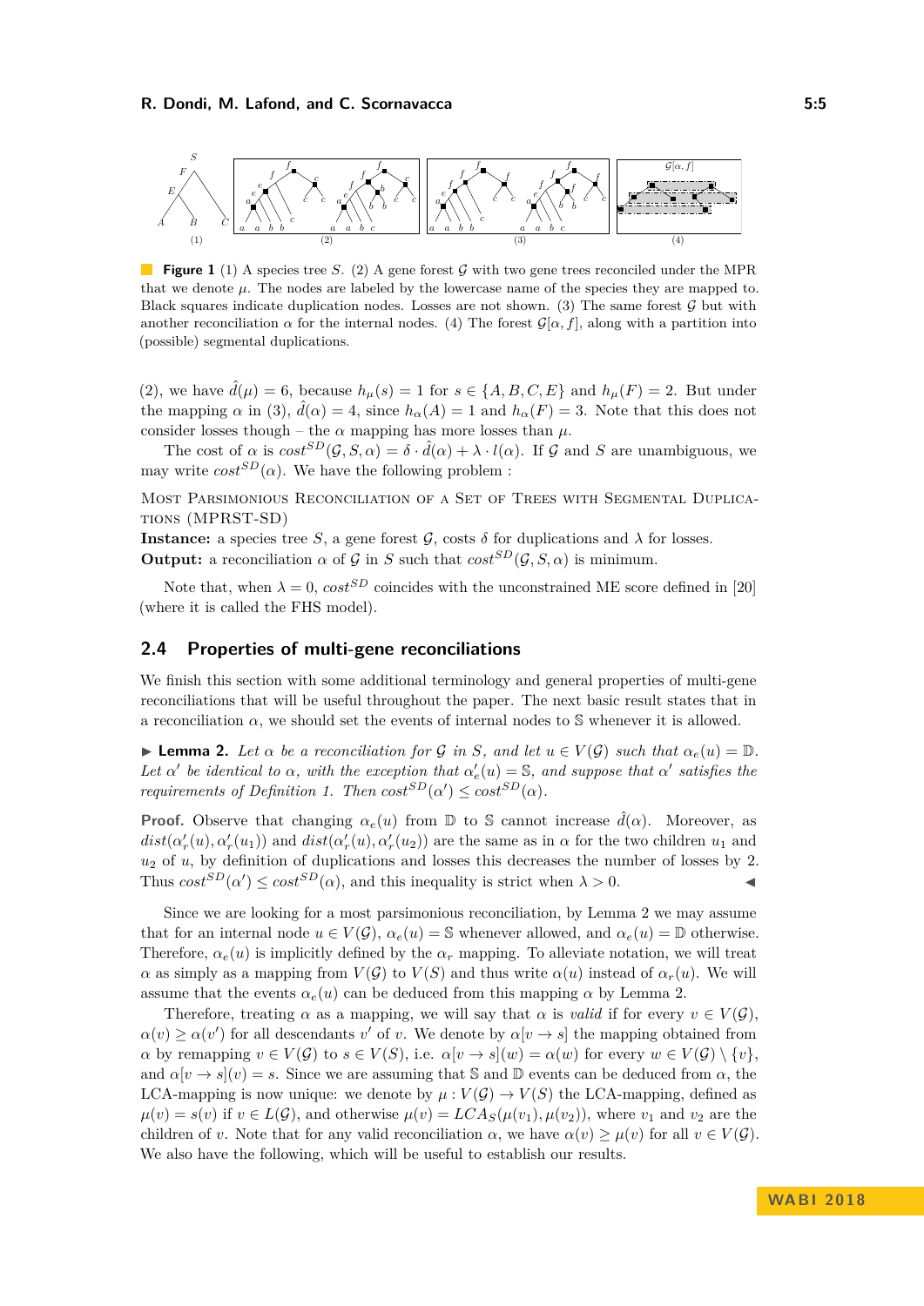**Figure 1** (1) A species tree $S$. (2) A gene forest $\mathcal{G}$ with two gene trees reconciled under the MPR that we denote $\mu$. The nodes are labeled by the lowercase name of the species they are mapped to. Black squares indicate duplication nodes. Losses are not shown. (3) The same forest $\mathcal{G}$ but with another reconciliation $\alpha$ for the internal nodes. (4) The forest $\mathcal{G}[\alpha, f]$, along with a partition into (possible) segmental duplications.

(2), we have $\hat{d}(\mu) = 6$, because $h_\mu(s) = 1$ for $s \in \{A, B, C, E\}$ and $h_\mu(F) = 2$. But under the mapping $\alpha$ in (3), $\hat{d}(\alpha) = 4$, since $h_\alpha(A) = 1$ and $h_\alpha(F) = 3$. Note that this does not consider losses though – the $\alpha$ mapping has more losses than $\mu$.

The cost of $\alpha$ is $cost^{SD}(\mathcal{G}, S, \alpha) = \delta \cdot \hat{d}(\alpha) + \lambda \cdot l(\alpha)$. If $\mathcal{G}$ and $S$ are unambiguous, we may write $cost^{SD}(\alpha)$. We have the following problem :

Most Parsimonious Reconciliation of a Set of Trees with Segmental Duplications (MPRST-SD)
**Instance:** a species tree $S$, a gene forest $\mathcal{G}$, costs $\delta$ for duplications and $\lambda$ for losses.
**Output:** a reconciliation $\alpha$ of $\mathcal{G}$ in $S$ such that $cost^{SD}(\mathcal{G}, S, \alpha)$ is minimum.

Note that, when $\lambda = 0$, $cost^{SD}$ coincides with the unconstrained ME score defined in [20] (where it is called the FHS model).

## 2.4 Properties of multi-gene reconciliations

We finish this section with some additional terminology and general properties of multi-gene reconciliations that will be useful throughout the paper. The next basic result states that in a reconciliation $\alpha$, we should set the events of internal nodes to $\mathbb{S}$ whenever it is allowed.

▶ **Lemma 2.** *Let $\alpha$ be a reconciliation for $\mathcal{G}$ in $S$, and let $u \in V(\mathcal{G})$ such that $\alpha_e(u) = \mathbb{D}$. Let $\alpha'$ be identical to $\alpha$, with the exception that $\alpha'_e(u) = \mathbb{S}$, and suppose that $\alpha'$ satisfies the requirements of Definition 1. Then $cost^{SD}(\alpha') \leq cost^{SD}(\alpha)$.*

**Proof.** Observe that changing $\alpha_e(u)$ from $\mathbb{D}$ to $\mathbb{S}$ cannot increase $\hat{d}(\alpha)$. Moreover, as $dist(\alpha'_r(u), \alpha'_r(u_1))$ and $dist(\alpha'_r(u), \alpha'_r(u_2))$ are the same as in $\alpha$ for the two children $u_1$ and $u_2$ of $u$, by definition of duplications and losses this decreases the number of losses by 2. Thus $cost^{SD}(\alpha') \leq cost^{SD}(\alpha)$, and this inequality is strict when $\lambda > 0$. ◀

Since we are looking for a most parsimonious reconciliation, by Lemma 2 we may assume that for an internal node $u \in V(\mathcal{G})$, $\alpha_e(u) = \mathbb{S}$ whenever allowed, and $\alpha_e(u) = \mathbb{D}$ otherwise. Therefore, $\alpha_e(u)$ is implicitly defined by the $\alpha_r$ mapping. To alleviate notation, we will treat $\alpha$ as simply as a mapping from $V(\mathcal{G})$ to $V(S)$ and thus write $\alpha(u)$ instead of $\alpha_r(u)$. We will assume that the events $\alpha_e(u)$ can be deduced from this mapping $\alpha$ by Lemma 2.

Therefore, treating $\alpha$ as a mapping, we will say that $\alpha$ is *valid* if for every $v \in V(\mathcal{G})$, $\alpha(v) \geq \alpha(v')$ for all descendants $v'$ of $v$. We denote by $\alpha[v \to s]$ the mapping obtained from $\alpha$ by remapping $v \in V(\mathcal{G})$ to $s \in V(S)$, i.e. $\alpha[v \to s](w) = \alpha(w)$ for every $w \in V(\mathcal{G}) \setminus \{v\}$, and $\alpha[v \to s](v) = s$. Since we are assuming that $\mathbb{S}$ and $\mathbb{D}$ events can be deduced from $\alpha$, the LCA-mapping is now unique: we denote by $\mu : V(\mathcal{G}) \to V(S)$ the LCA-mapping, defined as $\mu(v) = s(v)$ if $v \in L(\mathcal{G})$, and otherwise $\mu(v) = LCA_S(\mu(v_1), \mu(v_2))$, where $v_1$ and $v_2$ are the children of $v$. Note that for any valid reconciliation $\alpha$, we have $\alpha(v) \geq \mu(v)$ for all $v \in V(\mathcal{G})$. We also have the following, which will be useful to establish our results.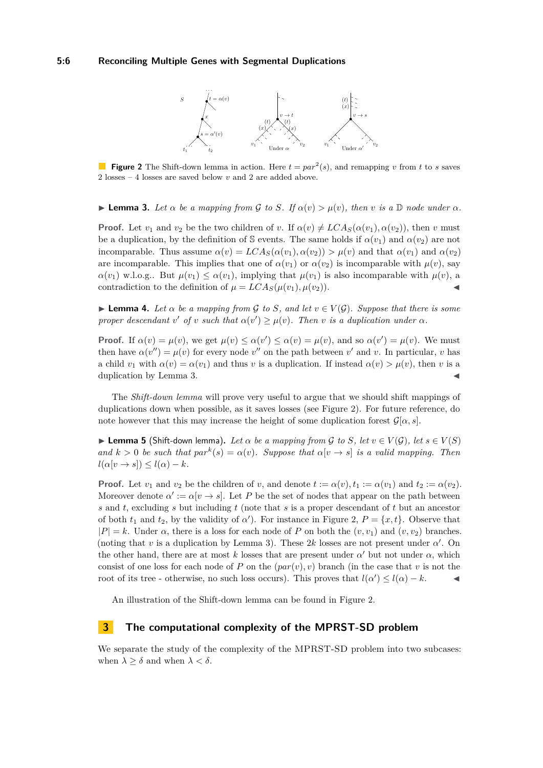**Figure 2** The Shift-down lemma in action. Here $t = par^2(s)$, and remapping $v$ from $t$ to $s$ saves 2 losses – 4 losses are saved below $v$ and 2 are added above.

▶ **Lemma 3.** *Let $\alpha$ be a mapping from $\mathcal{G}$ to $S$. If $\alpha(v) > \mu(v)$, then $v$ is a $\mathbb{D}$ node under $\alpha$.*

**Proof.** Let $v_1$ and $v_2$ be the two children of $v$. If $\alpha(v) \neq LCA_S(\alpha(v_1), \alpha(v_2))$, then $v$ must be a duplication, by the definition of $\mathbb{S}$ events. The same holds if $\alpha(v_1)$ and $\alpha(v_2)$ are not incomparable. Thus assume $\alpha(v) = LCA_S(\alpha(v_1), \alpha(v_2)) > \mu(v)$ and that $\alpha(v_1)$ and $\alpha(v_2)$ are incomparable. This implies that one of $\alpha(v_1)$ or $\alpha(v_2)$ is incomparable with $\mu(v)$, say $\alpha(v_1)$ w.l.o.g.. But $\mu(v_1) \leq \alpha(v_1)$, implying that $\mu(v_1)$ is also incomparable with $\mu(v)$, a contradiction to the definition of $\mu = LCA_S(\mu(v_1), \mu(v_2))$. ◀

▶ **Lemma 4.** *Let $\alpha$ be a mapping from $\mathcal{G}$ to $S$, and let $v \in V(\mathcal{G})$. Suppose that there is some proper descendant $v'$ of $v$ such that $\alpha(v') \geq \mu(v)$. Then $v$ is a duplication under $\alpha$.*

**Proof.** If $\alpha(v) = \mu(v)$, we get $\mu(v) \leq \alpha(v') \leq \alpha(v) = \mu(v)$, and so $\alpha(v') = \mu(v)$. We must then have $\alpha(v'') = \mu(v)$ for every node $v''$ on the path between $v'$ and $v$. In particular, $v$ has a child $v_1$ with $\alpha(v) = \alpha(v_1)$ and thus $v$ is a duplication. If instead $\alpha(v) > \mu(v)$, then $v$ is a duplication by Lemma 3. ◀

The *Shift-down lemma* will prove very useful to argue that we should shift mappings of duplications down when possible, as it saves losses (see Figure 2). For future reference, do note however that this may increase the height of some duplication forest $\mathcal{G}[\alpha, s]$.

▶ **Lemma 5** (Shift-down lemma)**.** *Let $\alpha$ be a mapping from $\mathcal{G}$ to $S$, let $v \in V(\mathcal{G})$, let $s \in V(S)$ and $k > 0$ be such that $par^k(s) = \alpha(v)$. Suppose that $\alpha[v \to s]$ is a valid mapping. Then $l(\alpha[v \to s]) \leq l(\alpha) - k$.*

**Proof.** Let $v_1$ and $v_2$ be the children of $v$, and denote $t := \alpha(v), t_1 := \alpha(v_1)$ and $t_2 := \alpha(v_2)$. Moreover denote $\alpha' := \alpha[v \to s]$. Let $P$ be the set of nodes that appear on the path between $s$ and $t$, excluding $s$ but including $t$ (note that $s$ is a proper descendant of $t$ but an ancestor of both $t_1$ and $t_2$, by the validity of $\alpha'$). For instance in Figure 2, $P = \{x, t\}$. Observe that $|P| = k$. Under $\alpha$, there is a loss for each node of $P$ on both the $(v, v_1)$ and $(v, v_2)$ branches. (noting that $v$ is a duplication by Lemma 3). These $2k$ losses are not present under $\alpha'$. On the other hand, there are at most $k$ losses that are present under $\alpha'$ but not under $\alpha$, which consist of one loss for each node of $P$ on the $(par(v), v)$ branch (in the case that $v$ is not the root of its tree - otherwise, no such loss occurs). This proves that $l(\alpha') \leq l(\alpha) - k$. ◀

An illustration of the Shift-down lemma can be found in Figure 2.

## 3 The computational complexity of the MPRST-SD problem

We separate the study of the complexity of the MPRST-SD problem into two subcases: when $\lambda \geq \delta$ and when $\lambda < \delta$.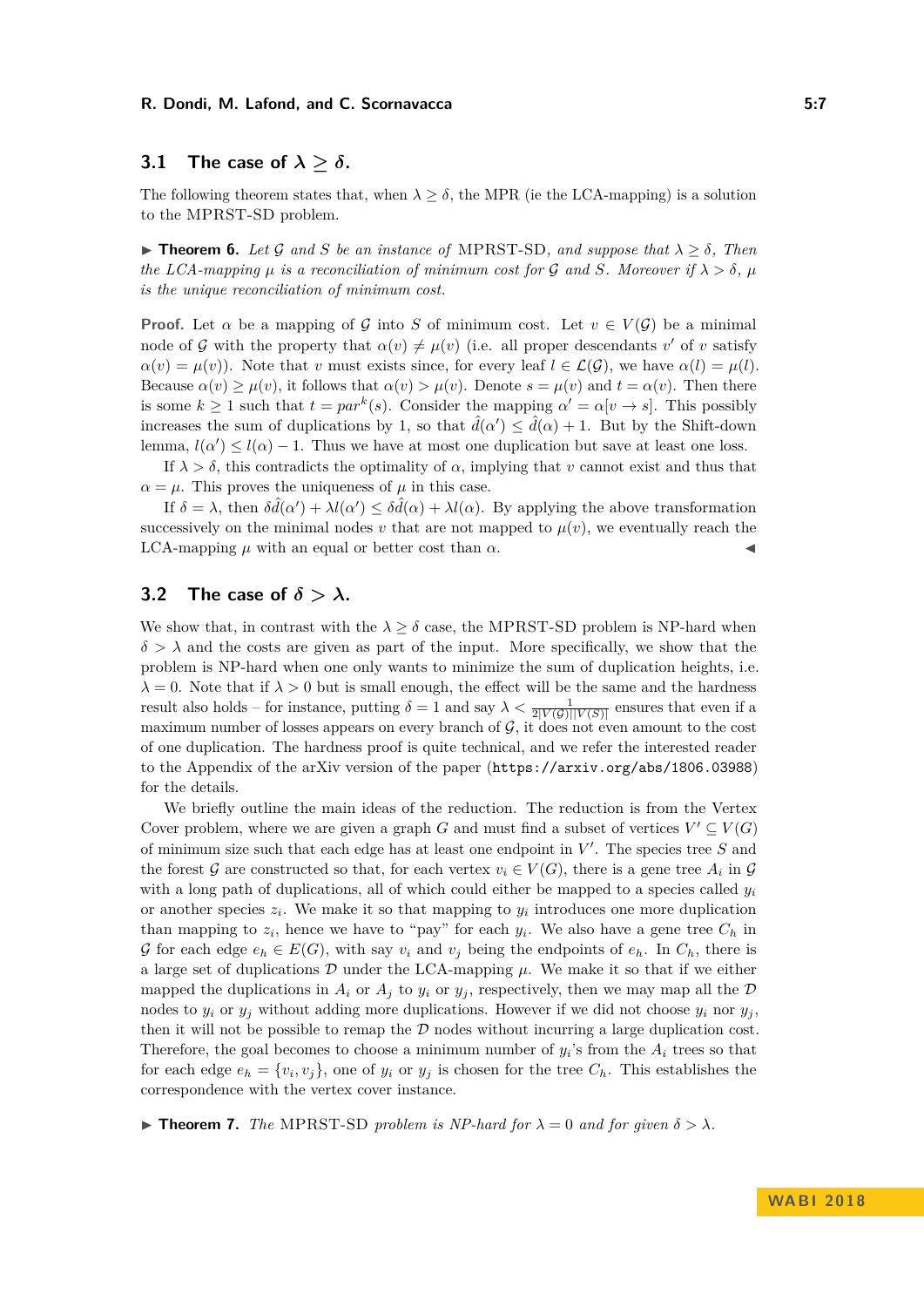### 3.1 The case of $\lambda \geq \delta$.

The following theorem states that, when $\lambda \geq \delta$, the MPR (ie the LCA-mapping) is a solution to the MPRST-SD problem.

▶ **Theorem 6.** *Let $\mathcal{G}$ and $S$ be an instance of* MPRST-SD*, and suppose that $\lambda \geq \delta$, Then the LCA-mapping $\mu$ is a reconciliation of minimum cost for $\mathcal{G}$ and $S$. Moreover if $\lambda > \delta$, $\mu$ is the unique reconciliation of minimum cost.*

**Proof.** Let $\alpha$ be a mapping of $\mathcal{G}$ into $S$ of minimum cost. Let $v \in V(\mathcal{G})$ be a minimal node of $\mathcal{G}$ with the property that $\alpha(v) \neq \mu(v)$ (i.e. all proper descendants $v'$ of $v$ satisfy $\alpha(v) = \mu(v)$). Note that $v$ must exists since, for every leaf $l \in \mathcal{L}(\mathcal{G})$, we have $\alpha(l) = \mu(l)$. Because $\alpha(v) \geq \mu(v)$, it follows that $\alpha(v) > \mu(v)$. Denote $s = \mu(v)$ and $t = \alpha(v)$. Then there is some $k \geq 1$ such that $t = par^k(s)$. Consider the mapping $\alpha' = \alpha[v \rightarrow s]$. This possibly increases the sum of duplications by 1, so that $\hat{d}(\alpha') \leq \hat{d}(\alpha) + 1$. But by the Shift-down lemma, $l(\alpha') \leq l(\alpha) - 1$. Thus we have at most one duplication but save at least one loss.

If $\lambda > \delta$, this contradicts the optimality of $\alpha$, implying that $v$ cannot exist and thus that $\alpha = \mu$. This proves the uniqueness of $\mu$ in this case.

If $\delta = \lambda$, then $\delta\hat{d}(\alpha') + \lambda l(\alpha') \leq \delta\hat{d}(\alpha) + \lambda l(\alpha)$. By applying the above transformation successively on the minimal nodes $v$ that are not mapped to $\mu(v)$, we eventually reach the LCA-mapping $\mu$ with an equal or better cost than $\alpha$. ◀

### 3.2 The case of $\delta > \lambda$.

We show that, in contrast with the $\lambda \geq \delta$ case, the MPRST-SD problem is NP-hard when $\delta > \lambda$ and the costs are given as part of the input. More specifically, we show that the problem is NP-hard when one only wants to minimize the sum of duplication heights, i.e. $\lambda = 0$. Note that if $\lambda > 0$ but is small enough, the effect will be the same and the hardness result also holds – for instance, putting $\delta = 1$ and say $\lambda < \frac{1}{2|V(\mathcal{G})||V(S)|}$ ensures that even if a maximum number of losses appears on every branch of $\mathcal{G}$, it does not even amount to the cost of one duplication. The hardness proof is quite technical, and we refer the interested reader to the Appendix of the arXiv version of the paper (`https://arxiv.org/abs/1806.03988`) for the details.

We briefly outline the main ideas of the reduction. The reduction is from the Vertex Cover problem, where we are given a graph $G$ and must find a subset of vertices $V' \subseteq V(G)$ of minimum size such that each edge has at least one endpoint in $V'$. The species tree $S$ and the forest $\mathcal{G}$ are constructed so that, for each vertex $v_i \in V(G)$, there is a gene tree $A_i$ in $\mathcal{G}$ with a long path of duplications, all of which could either be mapped to a species called $y_i$ or another species $z_i$. We make it so that mapping to $y_i$ introduces one more duplication than mapping to $z_i$, hence we have to "pay" for each $y_i$. We also have a gene tree $C_h$ in $\mathcal{G}$ for each edge $e_h \in E(G)$, with say $v_i$ and $v_j$ being the endpoints of $e_h$. In $C_h$, there is a large set of duplications $\mathcal{D}$ under the LCA-mapping $\mu$. We make it so that if we either mapped the duplications in $A_i$ or $A_j$ to $y_i$ or $y_j$, respectively, then we may map all the $\mathcal{D}$ nodes to $y_i$ or $y_j$ without adding more duplications. However if we did not choose $y_i$ nor $y_j$, then it will not be possible to remap the $\mathcal{D}$ nodes without incurring a large duplication cost. Therefore, the goal becomes to choose a minimum number of $y_i$'s from the $A_i$ trees so that for each edge $e_h = \{v_i, v_j\}$, one of $y_i$ or $y_j$ is chosen for the tree $C_h$. This establishes the correspondence with the vertex cover instance.

▶ **Theorem 7.** *The* MPRST-SD *problem is NP-hard for $\lambda = 0$ and for given $\delta > \lambda$.*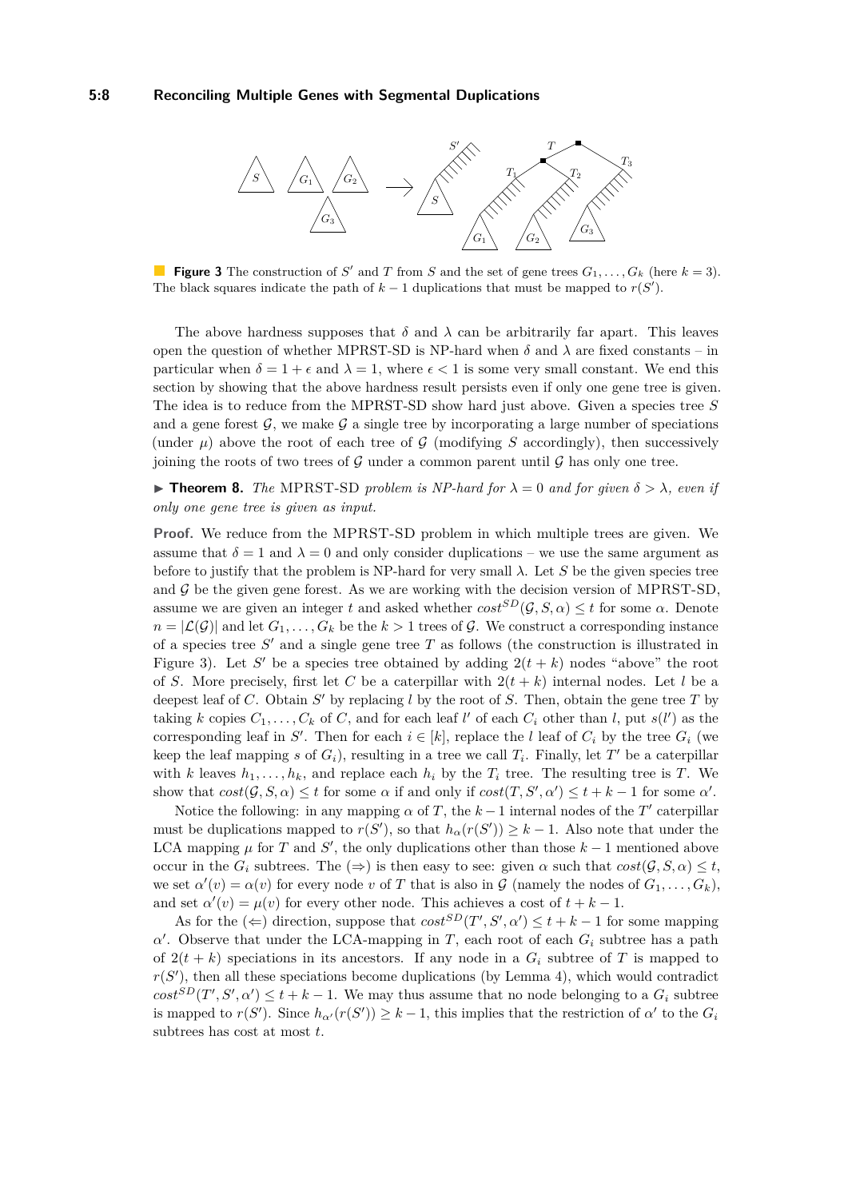**Figure 3** The construction of $S'$ and $T$ from $S$ and the set of gene trees $G_1, \ldots, G_k$ (here $k = 3$). The black squares indicate the path of $k-1$ duplications that must be mapped to $r(S')$.

The above hardness supposes that $\delta$ and $\lambda$ can be arbitrarily far apart. This leaves open the question of whether MPRST-SD is NP-hard when $\delta$ and $\lambda$ are fixed constants – in particular when $\delta = 1 + \epsilon$ and $\lambda = 1$, where $\epsilon < 1$ is some very small constant. We end this section by showing that the above hardness result persists even if only one gene tree is given. The idea is to reduce from the MPRST-SD show hard just above. Given a species tree $S$ and a gene forest $\mathcal{G}$, we make $\mathcal{G}$ a single tree by incorporating a large number of speciations (under $\mu$) above the root of each tree of $\mathcal{G}$ (modifying $S$ accordingly), then successively joining the roots of two trees of $\mathcal{G}$ under a common parent until $\mathcal{G}$ has only one tree.

▶ **Theorem 8.** *The* MPRST-SD *problem is NP-hard for $\lambda = 0$ and for given $\delta > \lambda$, even if only one gene tree is given as input.*

**Proof.** We reduce from the MPRST-SD problem in which multiple trees are given. We assume that $\delta = 1$ and $\lambda = 0$ and only consider duplications – we use the same argument as before to justify that the problem is NP-hard for very small $\lambda$. Let $S$ be the given species tree and $\mathcal{G}$ be the given gene forest. As we are working with the decision version of MPRST-SD, assume we are given an integer $t$ and asked whether $cost^{SD}(\mathcal{G}, S, \alpha) \leq t$ for some $\alpha$. Denote $n = |\mathcal{L}(\mathcal{G})|$ and let $G_1, \ldots, G_k$ be the $k > 1$ trees of $\mathcal{G}$. We construct a corresponding instance of a species tree $S'$ and a single gene tree $T$ as follows (the construction is illustrated in Figure 3). Let $S'$ be a species tree obtained by adding $2(t+k)$ nodes "above" the root of $S$. More precisely, first let $C$ be a caterpillar with $2(t+k)$ internal nodes. Let $l$ be a deepest leaf of $C$. Obtain $S'$ by replacing $l$ by the root of $S$. Then, obtain the gene tree $T$ by taking $k$ copies $C_1, \ldots, C_k$ of $C$, and for each leaf $l'$ of each $C_i$ other than $l$, put $s(l')$ as the corresponding leaf in $S'$. Then for each $i \in [k]$, replace the $l$ leaf of $C_i$ by the tree $G_i$ (we keep the leaf mapping $s$ of $G_i$), resulting in a tree we call $T_i$. Finally, let $T'$ be a caterpillar with $k$ leaves $h_1, \ldots, h_k$, and replace each $h_i$ by the $T_i$ tree. The resulting tree is $T$. We show that $cost(\mathcal{G}, S, \alpha) \leq t$ for some $\alpha$ if and only if $cost(T, S', \alpha') \leq t + k - 1$ for some $\alpha'$.

Notice the following: in any mapping $\alpha$ of $T$, the $k-1$ internal nodes of the $T'$ caterpillar must be duplications mapped to $r(S')$, so that $h_\alpha(r(S')) \geq k - 1$. Also note that under the LCA mapping $\mu$ for $T$ and $S'$, the only duplications other than those $k-1$ mentioned above occur in the $G_i$ subtrees. The ($\Rightarrow$) is then easy to see: given $\alpha$ such that $cost(\mathcal{G}, S, \alpha) \leq t$, we set $\alpha'(v) = \alpha(v)$ for every node $v$ of $T$ that is also in $\mathcal{G}$ (namely the nodes of $G_1, \ldots, G_k$), and set $\alpha'(v) = \mu(v)$ for every other node. This achieves a cost of $t + k - 1$.

As for the ($\Leftarrow$) direction, suppose that $cost^{SD}(T', S', \alpha') \leq t + k - 1$ for some mapping $\alpha'$. Observe that under the LCA-mapping in $T$, each root of each $G_i$ subtree has a path of $2(t+k)$ speciations in its ancestors. If any node in a $G_i$ subtree of $T$ is mapped to $r(S')$, then all these speciations become duplications (by Lemma 4), which would contradict $cost^{SD}(T', S', \alpha') \leq t + k - 1$. We may thus assume that no node belonging to a $G_i$ subtree is mapped to $r(S')$. Since $h_{\alpha'}(r(S')) \geq k - 1$, this implies that the restriction of $\alpha'$ to the $G_i$ subtrees has cost at most $t$.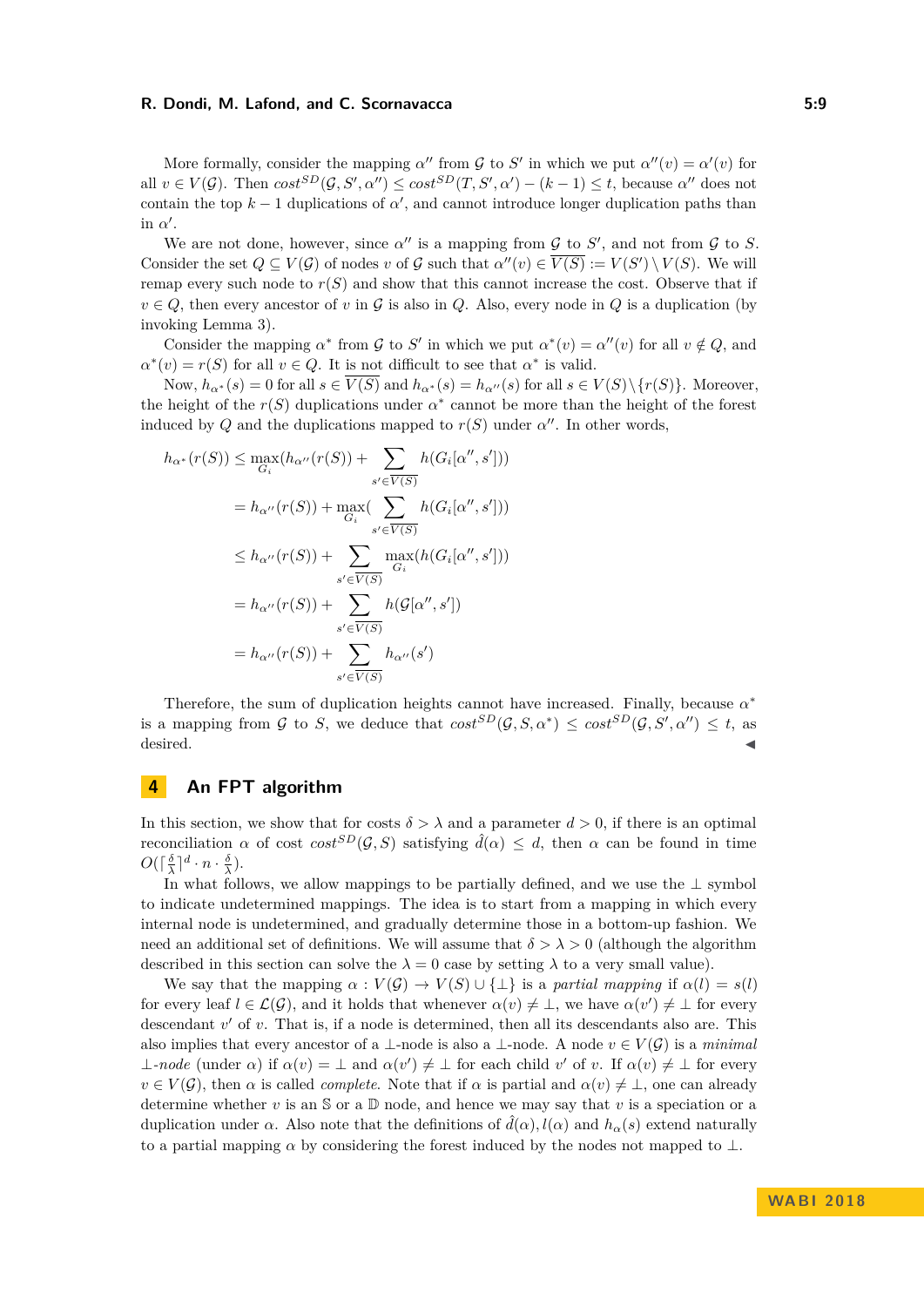More formally, consider the mapping $\alpha''$ from $\mathcal{G}$ to $S'$ in which we put $\alpha''(v) = \alpha'(v)$ for all $v \in V(\mathcal{G})$. Then $cost^{SD}(\mathcal{G}, S', \alpha'') \leq cost^{SD}(T, S', \alpha') - (k-1) \leq t$, because $\alpha''$ does not contain the top $k-1$ duplications of $\alpha'$, and cannot introduce longer duplication paths than in $\alpha'$.

We are not done, however, since $\alpha''$ is a mapping from $\mathcal{G}$ to $S'$, and not from $\mathcal{G}$ to $S$. Consider the set $Q \subseteq V(\mathcal{G})$ of nodes $v$ of $\mathcal{G}$ such that $\alpha''(v) \in \overline{V(S)} := V(S') \setminus V(S)$. We will remap every such node to $r(S)$ and show that this cannot increase the cost. Observe that if $v \in Q$, then every ancestor of $v$ in $\mathcal{G}$ is also in $Q$. Also, every node in $Q$ is a duplication (by invoking Lemma 3).

Consider the mapping $\alpha^*$ from $\mathcal{G}$ to $S'$ in which we put $\alpha^*(v) = \alpha''(v)$ for all $v \notin Q$, and $\alpha^*(v) = r(S)$ for all $v \in Q$. It is not difficult to see that $\alpha^*$ is valid.

Now, $h_{\alpha^*}(s) = 0$ for all $s \in \overline{V(S)}$ and $h_{\alpha^*}(s) = h_{\alpha''}(s)$ for all $s \in V(S) \setminus \{r(S)\}$. Moreover, the height of the $r(S)$ duplications under $\alpha^*$ cannot be more than the height of the forest induced by $Q$ and the duplications mapped to $r(S)$ under $\alpha''$. In other words,

$$
\begin{aligned}
h_{\alpha^*}(r(S)) &\leq \max_{G_i}(h_{\alpha''}(r(S)) + \sum_{s' \in \overline{V(S)}} h(G_i[\alpha'', s'])) \\
&= h_{\alpha''}(r(S)) + \max_{G_i}(\sum_{s' \in \overline{V(S)}} h(G_i[\alpha'', s'])) \\
&\leq h_{\alpha''}(r(S)) + \sum_{s' \in \overline{V(S)}} \max_{G_i}(h(G_i[\alpha'', s'])) \\
&= h_{\alpha''}(r(S)) + \sum_{s' \in \overline{V(S)}} h(\mathcal{G}[\alpha'', s']) \\
&= h_{\alpha''}(r(S)) + \sum_{s' \in \overline{V(S)}} h_{\alpha''}(s')
\end{aligned}
$$

Therefore, the sum of duplication heights cannot have increased. Finally, because $\alpha^*$ is a mapping from $\mathcal{G}$ to $S$, we deduce that $cost^{SD}(\mathcal{G}, S, \alpha^*) \leq cost^{SD}(\mathcal{G}, S', \alpha'') \leq t$, as desired. ◀

## 4 An FPT algorithm

In this section, we show that for costs $\delta > \lambda$ and a parameter $d > 0$, if there is an optimal reconciliation $\alpha$ of cost $cost^{SD}(\mathcal{G}, S)$ satisfying $\hat{d}(\alpha) \leq d$, then $\alpha$ can be found in time $O(\lceil \frac{\delta}{\lambda} \rceil^d \cdot n \cdot \frac{\delta}{\lambda})$.

In what follows, we allow mappings to be partially defined, and we use the $\perp$ symbol to indicate undetermined mappings. The idea is to start from a mapping in which every internal node is undetermined, and gradually determine those in a bottom-up fashion. We need an additional set of definitions. We will assume that $\delta > \lambda > 0$ (although the algorithm described in this section can solve the $\lambda = 0$ case by setting $\lambda$ to a very small value).

We say that the mapping $\alpha : V(\mathcal{G}) \to V(S) \cup \{\perp\}$ is a *partial mapping* if $\alpha(l) = s(l)$ for every leaf $l \in \mathcal{L}(\mathcal{G})$, and it holds that whenever $\alpha(v) \neq \perp$, we have $\alpha(v') \neq \perp$ for every descendant $v'$ of $v$. That is, if a node is determined, then all its descendants also are. This also implies that every ancestor of a $\perp$-node is also a $\perp$-node. A node $v \in V(\mathcal{G})$ is a *minimal $\perp$-node* (under $\alpha$) if $\alpha(v) = \perp$ and $\alpha(v') \neq \perp$ for each child $v'$ of $v$. If $\alpha(v) \neq \perp$ for every $v \in V(\mathcal{G})$, then $\alpha$ is called *complete*. Note that if $\alpha$ is partial and $\alpha(v) \neq \perp$, one can already determine whether $v$ is an $\mathbb{S}$ or a $\mathbb{D}$ node, and hence we may say that $v$ is a speciation or a duplication under $\alpha$. Also note that the definitions of $\hat{d}(\alpha), l(\alpha)$ and $h_\alpha(s)$ extend naturally to a partial mapping $\alpha$ by considering the forest induced by the nodes not mapped to $\perp$.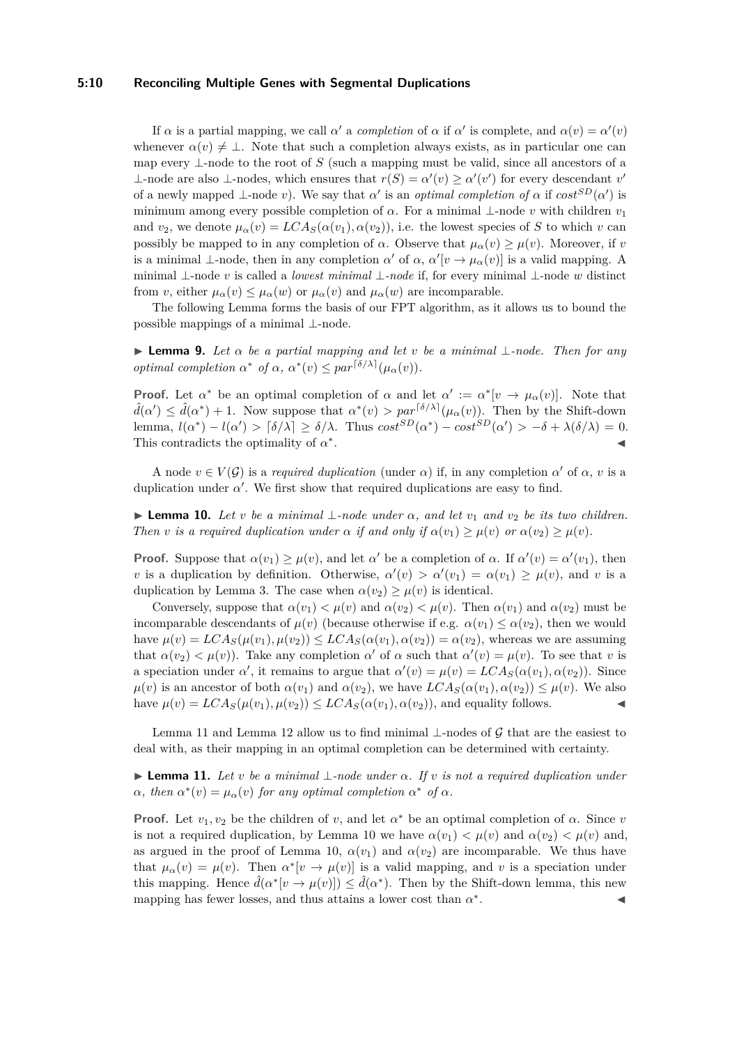If $\alpha$ is a partial mapping, we call $\alpha'$ a *completion* of $\alpha$ if $\alpha'$ is complete, and $\alpha(v) = \alpha'(v)$ whenever $\alpha(v) \neq \bot$. Note that such a completion always exists, as in particular one can map every $\bot$-node to the root of $S$ (such a mapping must be valid, since all ancestors of a $\bot$-node are also $\bot$-nodes, which ensures that $r(S) = \alpha'(v) \geq \alpha'(v')$ for every descendant $v'$ of a newly mapped $\bot$-node $v$). We say that $\alpha'$ is an *optimal completion of* $\alpha$ if $cost^{SD}(\alpha')$ is minimum among every possible completion of $\alpha$. For a minimal $\bot$-node $v$ with children $v_1$ and $v_2$, we denote $\mu_\alpha(v) = LCA_S(\alpha(v_1), \alpha(v_2))$, i.e. the lowest species of $S$ to which $v$ can possibly be mapped to in any completion of $\alpha$. Observe that $\mu_\alpha(v) \geq \mu(v)$. Moreover, if $v$ is a minimal $\bot$-node, then in any completion $\alpha'$ of $\alpha$, $\alpha'[v \to \mu_\alpha(v)]$ is a valid mapping. A minimal $\bot$-node $v$ is called a *lowest minimal* $\bot$*-node* if, for every minimal $\bot$-node $w$ distinct from $v$, either $\mu_\alpha(v) \leq \mu_\alpha(w)$ or $\mu_\alpha(v)$ and $\mu_\alpha(w)$ are incomparable.

The following Lemma forms the basis of our FPT algorithm, as it allows us to bound the possible mappings of a minimal $\bot$-node.

▶ **Lemma 9.** *Let $\alpha$ be a partial mapping and let $v$ be a minimal $\bot$-node. Then for any optimal completion $\alpha^*$ of $\alpha$, $\alpha^*(v) \leq par^{\lceil \delta/\lambda \rceil}(\mu_\alpha(v))$.*

**Proof.** Let $\alpha^*$ be an optimal completion of $\alpha$ and let $\alpha' := \alpha^*[v \to \mu_\alpha(v)]$. Note that $\hat{d}(\alpha') \leq \hat{d}(\alpha^*) + 1$. Now suppose that $\alpha^*(v) > par^{\lceil \delta/\lambda \rceil}(\mu_\alpha(v))$. Then by the Shift-down lemma, $l(\alpha^*) - l(\alpha') > \lceil \delta/\lambda \rceil \geq \delta/\lambda$. Thus $cost^{SD}(\alpha^*) - cost^{SD}(\alpha') > -\delta + \lambda(\delta/\lambda) = 0$. This contradicts the optimality of $\alpha^*$. ◀

A node $v \in V(\mathcal{G})$ is a *required duplication* (under $\alpha$) if, in any completion $\alpha'$ of $\alpha$, $v$ is a duplication under $\alpha'$. We first show that required duplications are easy to find.

▶ **Lemma 10.** *Let $v$ be a minimal $\bot$-node under $\alpha$, and let $v_1$ and $v_2$ be its two children. Then $v$ is a required duplication under $\alpha$ if and only if $\alpha(v_1) \geq \mu(v)$ or $\alpha(v_2) \geq \mu(v)$.*

**Proof.** Suppose that $\alpha(v_1) \geq \mu(v)$, and let $\alpha'$ be a completion of $\alpha$. If $\alpha'(v) = \alpha'(v_1)$, then $v$ is a duplication by definition. Otherwise, $\alpha'(v) > \alpha'(v_1) = \alpha(v_1) \geq \mu(v)$, and $v$ is a duplication by Lemma 3. The case when $\alpha(v_2) \geq \mu(v)$ is identical.

Conversely, suppose that $\alpha(v_1) < \mu(v)$ and $\alpha(v_2) < \mu(v)$. Then $\alpha(v_1)$ and $\alpha(v_2)$ must be incomparable descendants of $\mu(v)$ (because otherwise if e.g. $\alpha(v_1) \leq \alpha(v_2)$, then we would have $\mu(v) = LCA_S(\mu(v_1), \mu(v_2)) \leq LCA_S(\alpha(v_1), \alpha(v_2)) = \alpha(v_2)$, whereas we are assuming that $\alpha(v_2) < \mu(v)$). Take any completion $\alpha'$ of $\alpha$ such that $\alpha'(v) = \mu(v)$. To see that $v$ is a speciation under $\alpha'$, it remains to argue that $\alpha'(v) = \mu(v) = LCA_S(\alpha(v_1), \alpha(v_2))$. Since $\mu(v)$ is an ancestor of both $\alpha(v_1)$ and $\alpha(v_2)$, we have $LCA_S(\alpha(v_1), \alpha(v_2)) \leq \mu(v)$. We also have $\mu(v) = LCA_S(\mu(v_1), \mu(v_2)) \leq LCA_S(\alpha(v_1), \alpha(v_2))$, and equality follows. ◀

Lemma 11 and Lemma 12 allow us to find minimal $\bot$-nodes of $\mathcal{G}$ that are the easiest to deal with, as their mapping in an optimal completion can be determined with certainty.

▶ **Lemma 11.** *Let $v$ be a minimal $\bot$-node under $\alpha$. If $v$ is not a required duplication under $\alpha$, then $\alpha^*(v) = \mu_\alpha(v)$ for any optimal completion $\alpha^*$ of $\alpha$.*

**Proof.** Let $v_1, v_2$ be the children of $v$, and let $\alpha^*$ be an optimal completion of $\alpha$. Since $v$ is not a required duplication, by Lemma 10 we have $\alpha(v_1) < \mu(v)$ and $\alpha(v_2) < \mu(v)$ and, as argued in the proof of Lemma 10, $\alpha(v_1)$ and $\alpha(v_2)$ are incomparable. We thus have that $\mu_\alpha(v) = \mu(v)$. Then $\alpha^*[v \to \mu(v)]$ is a valid mapping, and $v$ is a speciation under this mapping. Hence $\hat{d}(\alpha^*[v \to \mu(v)]) \leq \hat{d}(\alpha^*)$. Then by the Shift-down lemma, this new mapping has fewer losses, and thus attains a lower cost than $\alpha^*$. ◀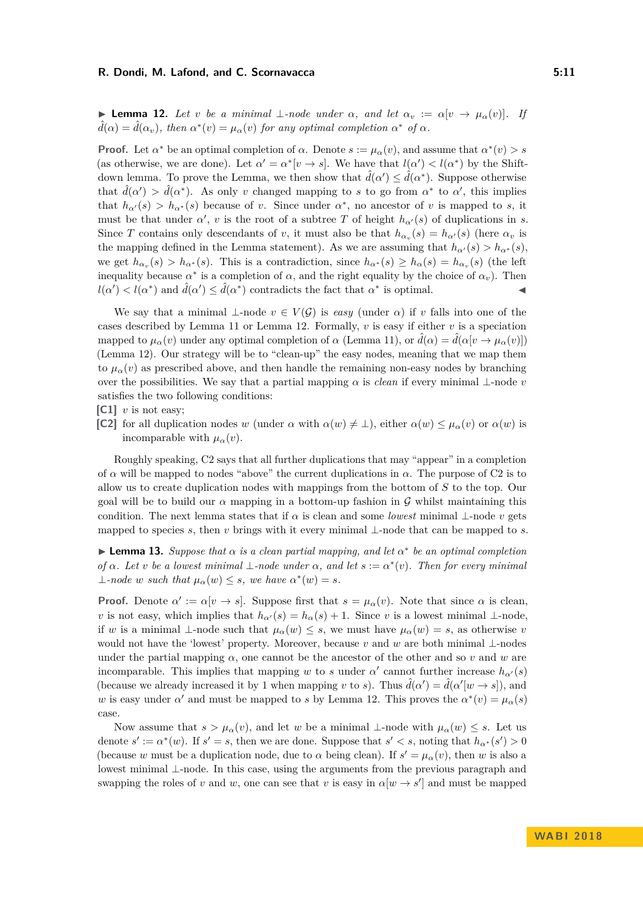▶ **Lemma 12.** *Let $v$ be a minimal $\bot$-node under $\alpha$, and let $\alpha_v := \alpha[v \to \mu_\alpha(v)]$. If $\hat{d}(\alpha) = \hat{d}(\alpha_v)$, then $\alpha^*(v) = \mu_\alpha(v)$ for any optimal completion $\alpha^*$ of $\alpha$.*

**Proof.** Let $\alpha^*$ be an optimal completion of $\alpha$. Denote $s := \mu_\alpha(v)$, and assume that $\alpha^*(v) > s$ (as otherwise, we are done). Let $\alpha' = \alpha^*[v \to s]$. We have that $l(\alpha') < l(\alpha^*)$ by the Shift-down lemma. To prove the Lemma, we then show that $\hat{d}(\alpha') \leq \hat{d}(\alpha^*)$. Suppose otherwise that $\hat{d}(\alpha') > \hat{d}(\alpha^*)$. As only $v$ changed mapping to $s$ to go from $\alpha^*$ to $\alpha'$, this implies that $h_{\alpha'}(s) > h_{\alpha^*}(s)$ because of $v$. Since under $\alpha^*$, no ancestor of $v$ is mapped to $s$, it must be that under $\alpha'$, $v$ is the root of a subtree $T$ of height $h_{\alpha'}(s)$ of duplications in $s$. Since $T$ contains only descendants of $v$, it must also be that $h_{\alpha_v}(s) = h_{\alpha'}(s)$ (here $\alpha_v$ is the mapping defined in the Lemma statement). As we are assuming that $h_{\alpha'}(s) > h_{\alpha^*}(s)$, we get $h_{\alpha_v}(s) > h_{\alpha^*}(s)$. This is a contradiction, since $h_{\alpha^*}(s) \geq h_\alpha(s) = h_{\alpha_v}(s)$ (the left inequality because $\alpha^*$ is a completion of $\alpha$, and the right equality by the choice of $\alpha_v$). Then $l(\alpha') < l(\alpha^*)$ and $\hat{d}(\alpha') \leq \hat{d}(\alpha^*)$ contradicts the fact that $\alpha^*$ is optimal. ◀

We say that a minimal $\bot$-node $v \in V(\mathcal{G})$ is *easy* (under $\alpha$) if $v$ falls into one of the cases described by Lemma 11 or Lemma 12. Formally, $v$ is easy if either $v$ is a speciation mapped to $\mu_\alpha(v)$ under any optimal completion of $\alpha$ (Lemma 11), or $\hat{d}(\alpha) = \hat{d}(\alpha[v \to \mu_\alpha(v)])$ (Lemma 12). Our strategy will be to "clean-up" the easy nodes, meaning that we map them to $\mu_\alpha(v)$ as prescribed above, and then handle the remaining non-easy nodes by branching over the possibilities. We say that a partial mapping $\alpha$ is *clean* if every minimal $\bot$-node $v$ satisfies the two following conditions:

**[C1]** $v$ is not easy;

**[C2]** for all duplication nodes $w$ (under $\alpha$ with $\alpha(w) \neq \bot$), either $\alpha(w) \leq \mu_\alpha(v)$ or $\alpha(w)$ is incomparable with $\mu_\alpha(v)$.

Roughly speaking, C2 says that all further duplications that may "appear" in a completion of $\alpha$ will be mapped to nodes "above" the current duplications in $\alpha$. The purpose of C2 is to allow us to create duplication nodes with mappings from the bottom of $S$ to the top. Our goal will be to build our $\alpha$ mapping in a bottom-up fashion in $\mathcal{G}$ whilst maintaining this condition. The next lemma states that if $\alpha$ is clean and some *lowest* minimal $\bot$-node $v$ gets mapped to species $s$, then $v$ brings with it every minimal $\bot$-node that can be mapped to $s$.

▶ **Lemma 13.** *Suppose that $\alpha$ is a clean partial mapping, and let $\alpha^*$ be an optimal completion of $\alpha$. Let $v$ be a lowest minimal $\bot$-node under $\alpha$, and let $s := \alpha^*(v)$. Then for every minimal $\bot$-node $w$ such that $\mu_\alpha(w) \leq s$, we have $\alpha^*(w) = s$.*

**Proof.** Denote $\alpha' := \alpha[v \to s]$. Suppose first that $s = \mu_\alpha(v)$. Note that since $\alpha$ is clean, $v$ is not easy, which implies that $h_{\alpha'}(s) = h_\alpha(s) + 1$. Since $v$ is a lowest minimal $\bot$-node, if $w$ is a minimal $\bot$-node such that $\mu_\alpha(w) \leq s$, we must have $\mu_\alpha(w) = s$, as otherwise $v$ would not have the 'lowest' property. Moreover, because $v$ and $w$ are both minimal $\bot$-nodes under the partial mapping $\alpha$, one cannot be the ancestor of the other and so $v$ and $w$ are incomparable. This implies that mapping $w$ to $s$ under $\alpha'$ cannot further increase $h_{\alpha'}(s)$ (because we already increased it by 1 when mapping $v$ to $s$). Thus $\hat{d}(\alpha') = \hat{d}(\alpha'[w \to s])$, and $w$ is easy under $\alpha'$ and must be mapped to $s$ by Lemma 12. This proves the $\alpha^*(v) = \mu_\alpha(s)$ case.

Now assume that $s > \mu_\alpha(v)$, and let $w$ be a minimal $\bot$-node with $\mu_\alpha(w) \leq s$. Let us denote $s' := \alpha^*(w)$. If $s' = s$, then we are done. Suppose that $s' < s$, noting that $h_{\alpha^*}(s') > 0$ (because $w$ must be a duplication node, due to $\alpha$ being clean). If $s' = \mu_\alpha(v)$, then $w$ is also a lowest minimal $\bot$-node. In this case, using the arguments from the previous paragraph and swapping the roles of $v$ and $w$, one can see that $v$ is easy in $\alpha[w \to s']$ and must be mapped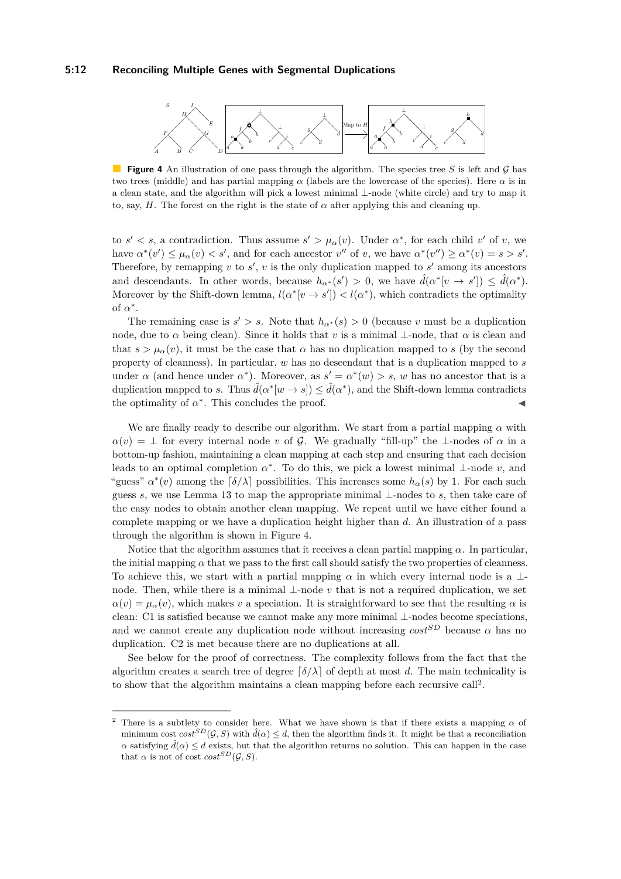**Figure 4** An illustration of one pass through the algorithm. The species tree $S$ is left and $\mathcal{G}$ has two trees (middle) and has partial mapping $\alpha$ (labels are the lowercase of the species). Here $\alpha$ is in a clean state, and the algorithm will pick a lowest minimal $\bot$-node (white circle) and try to map it to, say, $H$. The forest on the right is the state of $\alpha$ after applying this and cleaning up.

to $s' < s$, a contradiction. Thus assume $s' > \mu_\alpha(v)$. Under $\alpha^*$, for each child $v'$ of $v$, we have $\alpha^*(v') \leq \mu_\alpha(v) < s'$, and for each ancestor $v''$ of $v$, we have $\alpha^*(v'') \geq \alpha^*(v) = s > s'$. Therefore, by remapping $v$ to $s'$, $v$ is the only duplication mapped to $s'$ among its ancestors and descendants. In other words, because $h_{\alpha^*}(s') > 0$, we have $\hat{d}(\alpha^*[v \to s']) \leq \hat{d}(\alpha^*)$. Moreover by the Shift-down lemma, $l(\alpha^*[v \to s']) < l(\alpha^*)$, which contradicts the optimality of $\alpha^*$.

The remaining case is $s' > s$. Note that $h_{\alpha^*}(s) > 0$ (because $v$ must be a duplication node, due to $\alpha$ being clean). Since it holds that $v$ is a minimal $\bot$-node, that $\alpha$ is clean and that $s > \mu_\alpha(v)$, it must be the case that $\alpha$ has no duplication mapped to $s$ (by the second property of cleanness). In particular, $w$ has no descendant that is a duplication mapped to $s$ under $\alpha$ (and hence under $\alpha^*$). Moreover, as $s' = \alpha^*(w) > s$, $w$ has no ancestor that is a duplication mapped to $s$. Thus $\hat{d}(\alpha^*[w \to s]) \leq \hat{d}(\alpha^*)$, and the Shift-down lemma contradicts the optimality of $\alpha^*$. This concludes the proof. ◀

We are finally ready to describe our algorithm. We start from a partial mapping $\alpha$ with $\alpha(v) = \bot$ for every internal node $v$ of $\mathcal{G}$. We gradually "fill-up" the $\bot$-nodes of $\alpha$ in a bottom-up fashion, maintaining a clean mapping at each step and ensuring that each decision leads to an optimal completion $\alpha^*$. To do this, we pick a lowest minimal $\bot$-node $v$, and "guess" $\alpha^*(v)$ among the $\lceil \delta/\lambda \rceil$ possibilities. This increases some $h_\alpha(s)$ by 1. For each such guess $s$, we use Lemma 13 to map the appropriate minimal $\bot$-nodes to $s$, then take care of the easy nodes to obtain another clean mapping. We repeat until we have either found a complete mapping or we have a duplication height higher than $d$. An illustration of a pass through the algorithm is shown in Figure 4.

Notice that the algorithm assumes that it receives a clean partial mapping $\alpha$. In particular, the initial mapping $\alpha$ that we pass to the first call should satisfy the two properties of cleanness. To achieve this, we start with a partial mapping $\alpha$ in which every internal node is a $\bot$-node. Then, while there is a minimal $\bot$-node $v$ that is not a required duplication, we set $\alpha(v) = \mu_\alpha(v)$, which makes $v$ a speciation. It is straightforward to see that the resulting $\alpha$ is clean: C1 is satisfied because we cannot make any more minimal $\bot$-nodes become speciations, and we cannot create any duplication node without increasing $cost^{SD}$ because $\alpha$ has no duplication. C2 is met because there are no duplications at all.

See below for the proof of correctness. The complexity follows from the fact that the algorithm creates a search tree of degree $\lceil \delta/\lambda \rceil$ of depth at most $d$. The main technicality is to show that the algorithm maintains a clean mapping before each recursive call[2].

---

[2] There is a subtlety to consider here. What we have shown is that if there exists a mapping $\alpha$ of minimum cost $cost^{SD}(\mathcal{G}, S)$ with $\hat{d}(\alpha) \leq d$, then the algorithm finds it. It might be that a reconciliation $\alpha$ satisfying $\hat{d}(\alpha) \leq d$ exists, but that the algorithm returns no solution. This can happen in the case that $\alpha$ is not of cost $cost^{SD}(\mathcal{G}, S)$.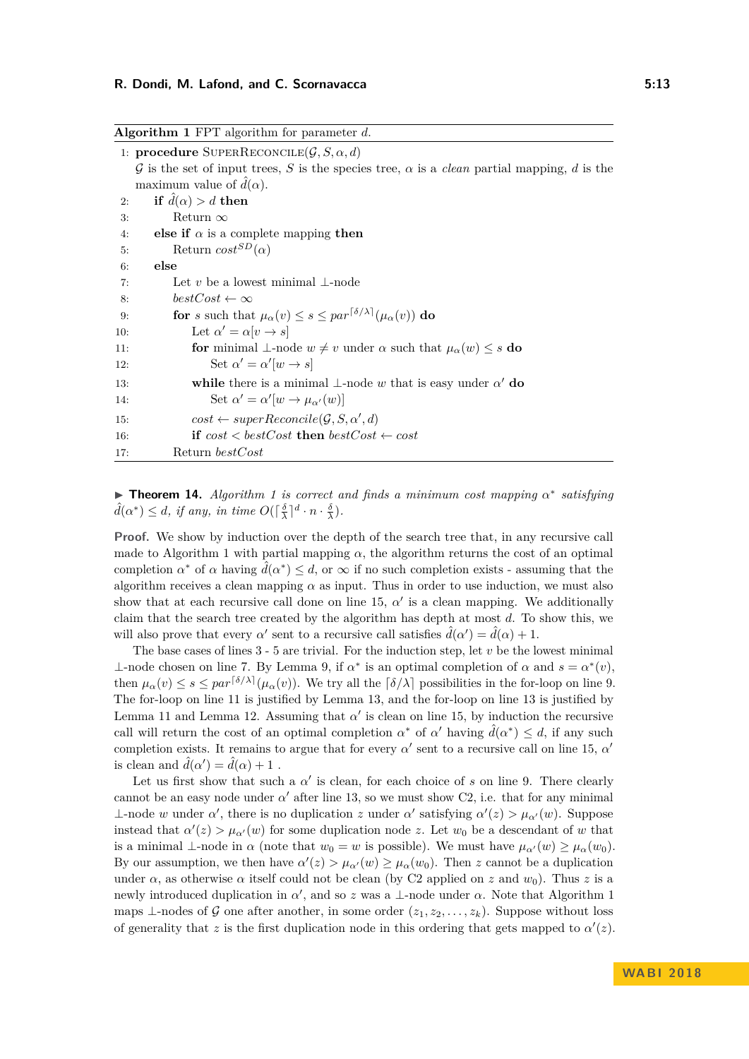**Algorithm 1** FPT algorithm for parameter $d$.

```
1:  procedure SuperReconcile(𝒢, S, α, d)
    𝒢 is the set of input trees, S is the species tree, α is a clean partial mapping, d is the
    maximum value of d̂(α).
2:    if d̂(α) > d then
3:      Return ∞
4:    else if α is a complete mapping then
5:      Return cost^SD(α)
6:    else
7:      Let v be a lowest minimal ⊥-node
8:      bestCost ← ∞
9:      for s such that μ_α(v) ≤ s ≤ par^⌈δ/λ⌉(μ_α(v)) do
10:       Let α' = α[v → s]
11:       for minimal ⊥-node w ≠ v under α such that μ_α(w) ≤ s do
12:         Set α' = α'[w → s]
13:       while there is a minimal ⊥-node w that is easy under α' do
14:         Set α' = α'[w → μ_α'(w)]
15:       cost ← superReconcile(𝒢, S, α', d)
16:       if cost < bestCost then bestCost ← cost
17:     Return bestCost
```

▶ **Theorem 14.** *Algorithm 1 is correct and finds a minimum cost mapping $\alpha^*$ satisfying $\hat{d}(\alpha^*) \leq d$, if any, in time $O(\lceil \frac{\delta}{\lambda} \rceil^d \cdot n \cdot \frac{\delta}{\lambda})$.*

**Proof.** We show by induction over the depth of the search tree that, in any recursive call made to Algorithm 1 with partial mapping $\alpha$, the algorithm returns the cost of an optimal completion $\alpha^*$ of $\alpha$ having $\hat{d}(\alpha^*) \leq d$, or $\infty$ if no such completion exists - assuming that the algorithm receives a clean mapping $\alpha$ as input. Thus in order to use induction, we must also show that at each recursive call done on line 15, $\alpha'$ is a clean mapping. We additionally claim that the search tree created by the algorithm has depth at most $d$. To show this, we will also prove that every $\alpha'$ sent to a recursive call satisfies $\hat{d}(\alpha') = \hat{d}(\alpha) + 1$.

The base cases of lines 3 - 5 are trivial. For the induction step, let $v$ be the lowest minimal $\perp$-node chosen on line 7. By Lemma 9, if $\alpha^*$ is an optimal completion of $\alpha$ and $s = \alpha^*(v)$, then $\mu_\alpha(v) \leq s \leq par^{\lceil \delta/\lambda \rceil}(\mu_\alpha(v))$. We try all the $\lceil \delta/\lambda \rceil$ possibilities in the for-loop on line 9. The for-loop on line 11 is justified by Lemma 13, and the for-loop on line 13 is justified by Lemma 11 and Lemma 12. Assuming that $\alpha'$ is clean on line 15, by induction the recursive call will return the cost of an optimal completion $\alpha^*$ of $\alpha'$ having $\hat{d}(\alpha^*) \leq d$, if any such completion exists. It remains to argue that for every $\alpha'$ sent to a recursive call on line 15, $\alpha'$ is clean and $\hat{d}(\alpha') = \hat{d}(\alpha) + 1$ .

Let us first show that such a $\alpha'$ is clean, for each choice of $s$ on line 9. There clearly cannot be an easy node under $\alpha'$ after line 13, so we must show C2, i.e. that for any minimal $\perp$-node $w$ under $\alpha'$, there is no duplication $z$ under $\alpha'$ satisfying $\alpha'(z) > \mu_{\alpha'}(w)$. Suppose instead that $\alpha'(z) > \mu_{\alpha'}(w)$ for some duplication node $z$. Let $w_0$ be a descendant of $w$ that is a minimal $\perp$-node in $\alpha$ (note that $w_0 = w$ is possible). We must have $\mu_{\alpha'}(w) \geq \mu_\alpha(w_0)$. By our assumption, we then have $\alpha'(z) > \mu_{\alpha'}(w) \geq \mu_\alpha(w_0)$. Then $z$ cannot be a duplication under $\alpha$, as otherwise $\alpha$ itself could not be clean (by C2 applied on $z$ and $w_0$). Thus $z$ is a newly introduced duplication in $\alpha'$, and so $z$ was a $\perp$-node under $\alpha$. Note that Algorithm 1 maps $\perp$-nodes of $\mathcal{G}$ one after another, in some order $(z_1, z_2, \ldots, z_k)$. Suppose without loss of generality that $z$ is the first duplication node in this ordering that gets mapped to $\alpha'(z)$.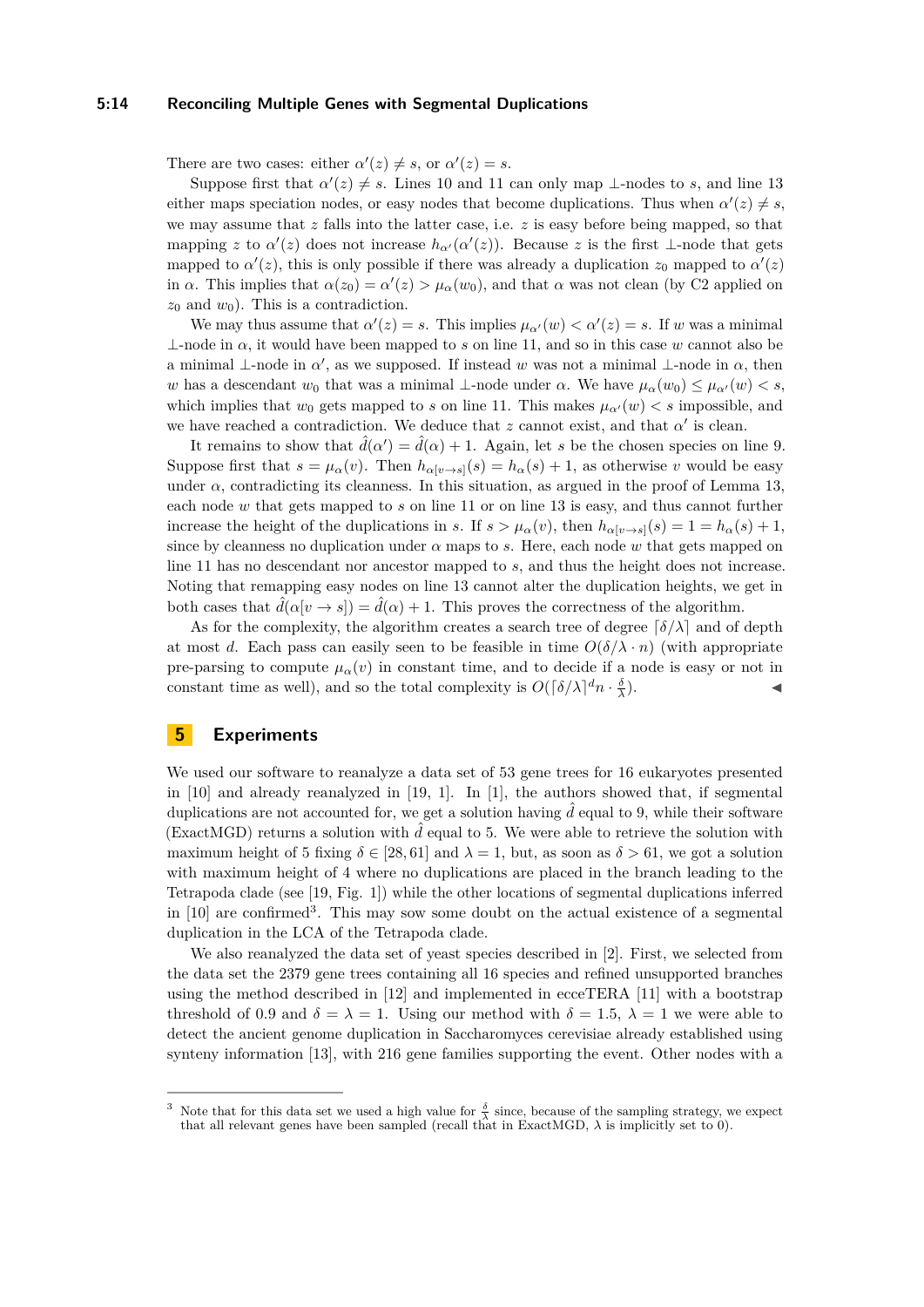There are two cases: either $\alpha'(z) \neq s$, or $\alpha'(z) = s$.

Suppose first that $\alpha'(z) \neq s$. Lines 10 and 11 can only map $\perp$-nodes to $s$, and line 13 either maps speciation nodes, or easy nodes that become duplications. Thus when $\alpha'(z) \neq s$, we may assume that $z$ falls into the latter case, i.e. $z$ is easy before being mapped, so that mapping $z$ to $\alpha'(z)$ does not increase $h_{\alpha'}(\alpha'(z))$. Because $z$ is the first $\perp$-node that gets mapped to $\alpha'(z)$, this is only possible if there was already a duplication $z_0$ mapped to $\alpha'(z)$ in $\alpha$. This implies that $\alpha(z_0) = \alpha'(z) > \mu_\alpha(w_0)$, and that $\alpha$ was not clean (by C2 applied on $z_0$ and $w_0$). This is a contradiction.

We may thus assume that $\alpha'(z) = s$. This implies $\mu_{\alpha'}(w) < \alpha'(z) = s$. If $w$ was a minimal $\perp$-node in $\alpha$, it would have been mapped to $s$ on line 11, and so in this case $w$ cannot also be a minimal $\perp$-node in $\alpha'$, as we supposed. If instead $w$ was not a minimal $\perp$-node in $\alpha$, then $w$ has a descendant $w_0$ that was a minimal $\perp$-node under $\alpha$. We have $\mu_\alpha(w_0) \leq \mu_{\alpha'}(w) < s$, which implies that $w_0$ gets mapped to $s$ on line 11. This makes $\mu_{\alpha'}(w) < s$ impossible, and we have reached a contradiction. We deduce that $z$ cannot exist, and that $\alpha'$ is clean.

It remains to show that $\hat{d}(\alpha') = \hat{d}(\alpha) + 1$. Again, let $s$ be the chosen species on line 9. Suppose first that $s = \mu_\alpha(v)$. Then $h_{\alpha[v \to s]}(s) = h_\alpha(s) + 1$, as otherwise $v$ would be easy under $\alpha$, contradicting its cleanness. In this situation, as argued in the proof of Lemma 13, each node $w$ that gets mapped to $s$ on line 11 or on line 13 is easy, and thus cannot further increase the height of the duplications in $s$. If $s > \mu_\alpha(v)$, then $h_{\alpha[v \to s]}(s) = 1 = h_\alpha(s) + 1$, since by cleanness no duplication under $\alpha$ maps to $s$. Here, each node $w$ that gets mapped on line 11 has no descendant nor ancestor mapped to $s$, and thus the height does not increase. Noting that remapping easy nodes on line 13 cannot alter the duplication heights, we get in both cases that $\hat{d}(\alpha[v \to s]) = \hat{d}(\alpha) + 1$. This proves the correctness of the algorithm.

As for the complexity, the algorithm creates a search tree of degree $\lceil \delta/\lambda \rceil$ and of depth at most $d$. Each pass can easily seen to be feasible in time $O(\delta/\lambda \cdot n)$ (with appropriate pre-parsing to compute $\mu_\alpha(v)$ in constant time, and to decide if a node is easy or not in constant time as well), and so the total complexity is $O(\lceil \delta/\lambda \rceil^d n \cdot \frac{\delta}{\lambda})$. ◀

# 5 Experiments

We used our software to reanalyze a data set of 53 gene trees for 16 eukaryotes presented in [10] and already reanalyzed in [19, 1]. In [1], the authors showed that, if segmental duplications are not accounted for, we get a solution having $\hat{d}$ equal to 9, while their software (ExactMGD) returns a solution with $\hat{d}$ equal to 5. We were able to retrieve the solution with maximum height of 5 fixing $\delta \in [28, 61]$ and $\lambda = 1$, but, as soon as $\delta > 61$, we got a solution with maximum height of 4 where no duplications are placed in the branch leading to the Tetrapoda clade (see [19, Fig. 1]) while the other locations of segmental duplications inferred in [10] are confirmed[3]. This may sow some doubt on the actual existence of a segmental duplication in the LCA of the Tetrapoda clade.

We also reanalyzed the data set of yeast species described in [2]. First, we selected from the data set the 2379 gene trees containing all 16 species and refined unsupported branches using the method described in [12] and implemented in ecceTERA [11] with a bootstrap threshold of 0.9 and $\delta = \lambda = 1$. Using our method with $\delta = 1.5$, $\lambda = 1$ we were able to detect the ancient genome duplication in Saccharomyces cerevisiae already established using synteny information [13], with 216 gene families supporting the event. Other nodes with a

[3] Note that for this data set we used a high value for $\frac{\delta}{\lambda}$ since, because of the sampling strategy, we expect that all relevant genes have been sampled (recall that in ExactMGD, $\lambda$ is implicitly set to 0).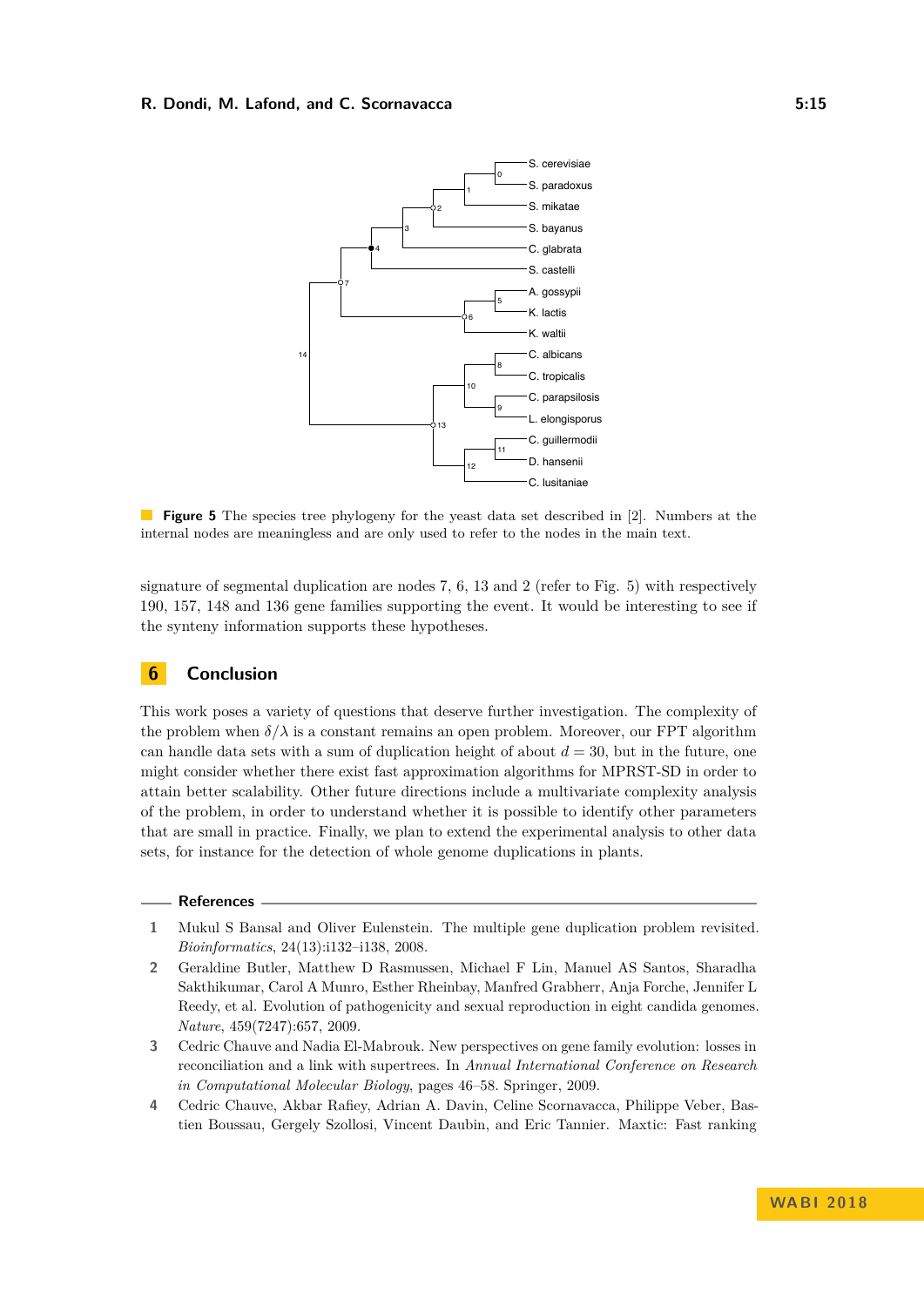**Figure 5** The species tree phylogeny for the yeast data set described in [2]. Numbers at the internal nodes are meaningless and are only used to refer to the nodes in the main text.

signature of segmental duplication are nodes 7, 6, 13 and 2 (refer to Fig. 5) with respectively 190, 157, 148 and 136 gene families supporting the event. It would be interesting to see if the synteny information supports these hypotheses.

## 6 Conclusion

This work poses a variety of questions that deserve further investigation. The complexity of the problem when $\delta/\lambda$ is a constant remains an open problem. Moreover, our FPT algorithm can handle data sets with a sum of duplication height of about $d = 30$, but in the future, one might consider whether there exist fast approximation algorithms for MPRST-SD in order to attain better scalability. Other future directions include a multivariate complexity analysis of the problem, in order to understand whether it is possible to identify other parameters that are small in practice. Finally, we plan to extend the experimental analysis to other data sets, for instance for the detection of whole genome duplications in plants.

## References

1. Mukul S Bansal and Oliver Eulenstein. The multiple gene duplication problem revisited. *Bioinformatics*, 24(13):i132–i138, 2008.
2. Geraldine Butler, Matthew D Rasmussen, Michael F Lin, Manuel AS Santos, Sharadha Sakthikumar, Carol A Munro, Esther Rheinbay, Manfred Grabherr, Anja Forche, Jennifer L Reedy, et al. Evolution of pathogenicity and sexual reproduction in eight candida genomes. *Nature*, 459(7247):657, 2009.
3. Cedric Chauve and Nadia El-Mabrouk. New perspectives on gene family evolution: losses in reconciliation and a link with supertrees. In *Annual International Conference on Research in Computational Molecular Biology*, pages 46–58. Springer, 2009.
4. Cedric Chauve, Akbar Rafiey, Adrian A. Davin, Celine Scornavacca, Philippe Veber, Bastien Boussau, Gergely Szollosi, Vincent Daubin, and Eric Tannier. Maxtic: Fast ranking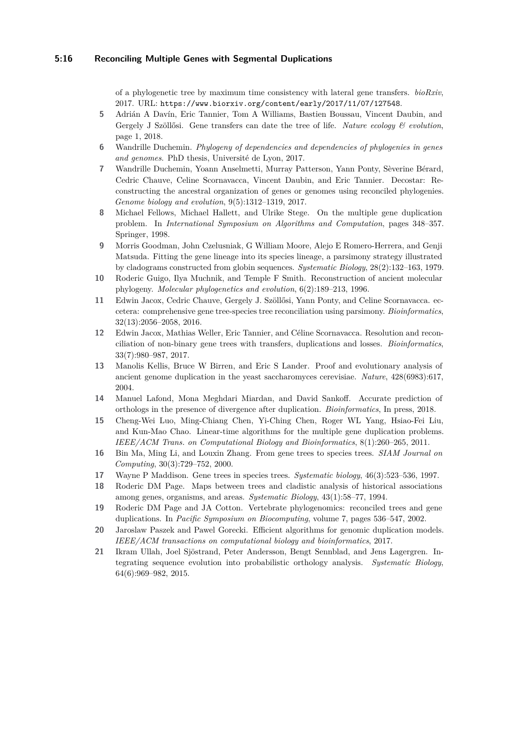of a phylogenetic tree by maximum time consistency with lateral gene transfers. *bioRxiv*, 2017. URL: https://www.biorxiv.org/content/early/2017/11/07/127548.

**5** Adrián A Davín, Eric Tannier, Tom A Williams, Bastien Boussau, Vincent Daubin, and Gergely J Szöllősi. Gene transfers can date the tree of life. *Nature ecology & evolution*, page 1, 2018.

**6** Wandrille Duchemin. *Phylogeny of dependencies and dependencies of phylogenies in genes and genomes*. PhD thesis, Université de Lyon, 2017.

**7** Wandrille Duchemin, Yoann Anselmetti, Murray Patterson, Yann Ponty, Sèverine Bérard, Cedric Chauve, Celine Scornavacca, Vincent Daubin, and Eric Tannier. Decostar: Reconstructing the ancestral organization of genes or genomes using reconciled phylogenies. *Genome biology and evolution*, 9(5):1312–1319, 2017.

**8** Michael Fellows, Michael Hallett, and Ulrike Stege. On the multiple gene duplication problem. In *International Symposium on Algorithms and Computation*, pages 348–357. Springer, 1998.

**9** Morris Goodman, John Czelusniak, G William Moore, Alejo E Romero-Herrera, and Genji Matsuda. Fitting the gene lineage into its species lineage, a parsimony strategy illustrated by cladograms constructed from globin sequences. *Systematic Biology*, 28(2):132–163, 1979.

**10** Roderic Guigo, Ilya Muchnik, and Temple F Smith. Reconstruction of ancient molecular phylogeny. *Molecular phylogenetics and evolution*, 6(2):189–213, 1996.

**11** Edwin Jacox, Cedric Chauve, Gergely J. Szöllősi, Yann Ponty, and Celine Scornavacca. eccetera: comprehensive gene tree-species tree reconciliation using parsimony. *Bioinformatics*, 32(13):2056–2058, 2016.

**12** Edwin Jacox, Mathias Weller, Eric Tannier, and Céline Scornavacca. Resolution and reconciliation of non-binary gene trees with transfers, duplications and losses. *Bioinformatics*, 33(7):980–987, 2017.

**13** Manolis Kellis, Bruce W Birren, and Eric S Lander. Proof and evolutionary analysis of ancient genome duplication in the yeast saccharomyces cerevisiae. *Nature*, 428(6983):617, 2004.

**14** Manuel Lafond, Mona Meghdari Miardan, and David Sankoff. Accurate prediction of orthologs in the presence of divergence after duplication. *Bioinformatics*, In press, 2018.

**15** Cheng-Wei Luo, Ming-Chiang Chen, Yi-Ching Chen, Roger WL Yang, Hsiao-Fei Liu, and Kun-Mao Chao. Linear-time algorithms for the multiple gene duplication problems. *IEEE/ACM Trans. on Computational Biology and Bioinformatics*, 8(1):260–265, 2011.

**16** Bin Ma, Ming Li, and Louxin Zhang. From gene trees to species trees. *SIAM Journal on Computing*, 30(3):729–752, 2000.

**17** Wayne P Maddison. Gene trees in species trees. *Systematic biology*, 46(3):523–536, 1997.

**18** Roderic DM Page. Maps between trees and cladistic analysis of historical associations among genes, organisms, and areas. *Systematic Biology*, 43(1):58–77, 1994.

**19** Roderic DM Page and JA Cotton. Vertebrate phylogenomics: reconciled trees and gene duplications. In *Pacific Symposium on Biocomputing*, volume 7, pages 536–547, 2002.

**20** Jaroslaw Paszek and Pawel Gorecki. Efficient algorithms for genomic duplication models. *IEEE/ACM transactions on computational biology and bioinformatics*, 2017.

**21** Ikram Ullah, Joel Sjöstrand, Peter Andersson, Bengt Sennblad, and Jens Lagergren. Integrating sequence evolution into probabilistic orthology analysis. *Systematic Biology*, 64(6):969–982, 2015.